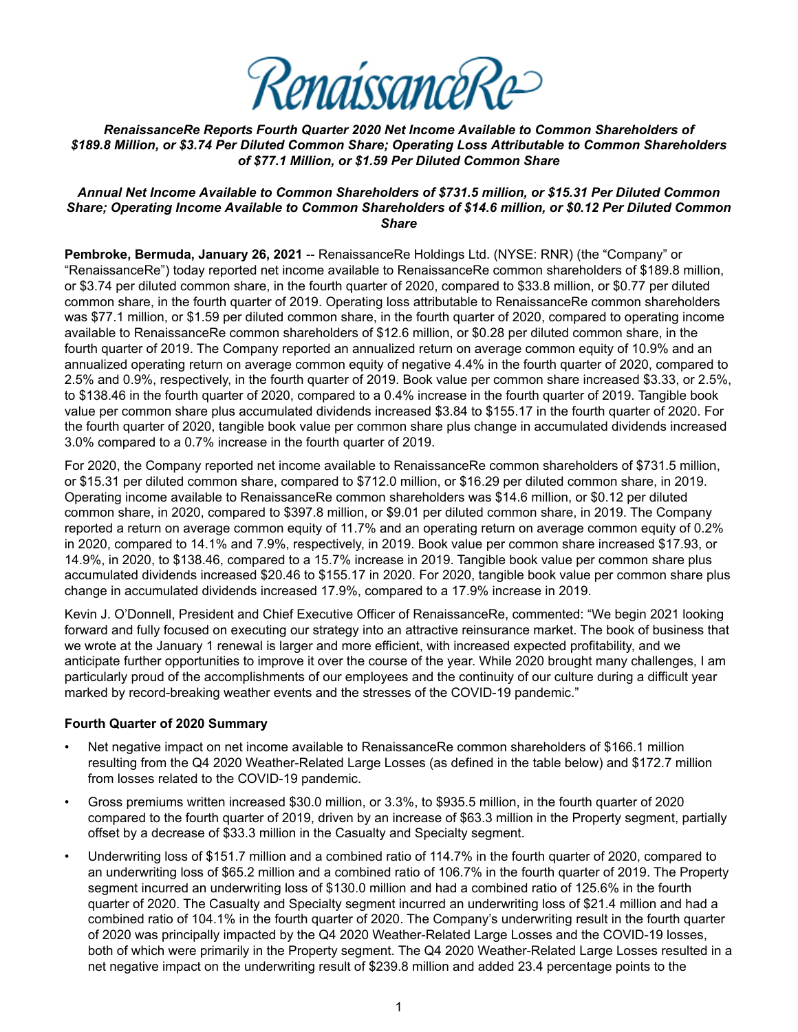RenaissanceRe

***RenaissanceRe Reports Fourth Quarter 2020 Net Income Available to Common Shareholders of $189.8 Million, or $3.74 Per Diluted Common Share; Operating Loss Attributable to Common Shareholders of $77.1 Million, or $1.59 Per Diluted Common Share***

***Annual Net Income Available to Common Shareholders of $731.5 million, or $15.31 Per Diluted Common Share; Operating Income Available to Common Shareholders of $14.6 million, or $0.12 Per Diluted Common Share***

**Pembroke, Bermuda, January 26, 2021** -- RenaissanceRe Holdings Ltd. (NYSE: RNR) (the "Company" or "RenaissanceRe") today reported net income available to RenaissanceRe common shareholders of $189.8 million, or $3.74 per diluted common share, in the fourth quarter of 2020, compared to $33.8 million, or $0.77 per diluted common share, in the fourth quarter of 2019. Operating loss attributable to RenaissanceRe common shareholders was $77.1 million, or $1.59 per diluted common share, in the fourth quarter of 2020, compared to operating income available to RenaissanceRe common shareholders of $12.6 million, or $0.28 per diluted common share, in the fourth quarter of 2019. The Company reported an annualized return on average common equity of 10.9% and an annualized operating return on average common equity of negative 4.4% in the fourth quarter of 2020, compared to 2.5% and 0.9%, respectively, in the fourth quarter of 2019. Book value per common share increased $3.33, or 2.5%, to $138.46 in the fourth quarter of 2020, compared to a 0.4% increase in the fourth quarter of 2019. Tangible book value per common share plus accumulated dividends increased $3.84 to $155.17 in the fourth quarter of 2020. For the fourth quarter of 2020, tangible book value per common share plus change in accumulated dividends increased 3.0% compared to a 0.7% increase in the fourth quarter of 2019.

For 2020, the Company reported net income available to RenaissanceRe common shareholders of $731.5 million, or $15.31 per diluted common share, compared to $712.0 million, or $16.29 per diluted common share, in 2019. Operating income available to RenaissanceRe common shareholders was $14.6 million, or $0.12 per diluted common share, in 2020, compared to $397.8 million, or $9.01 per diluted common share, in 2019. The Company reported a return on average common equity of 11.7% and an operating return on average common equity of 0.2% in 2020, compared to 14.1% and 7.9%, respectively, in 2019. Book value per common share increased $17.93, or 14.9%, in 2020, to $138.46, compared to a 15.7% increase in 2019. Tangible book value per common share plus accumulated dividends increased $20.46 to $155.17 in 2020. For 2020, tangible book value per common share plus change in accumulated dividends increased 17.9%, compared to a 17.9% increase in 2019.

Kevin J. O'Donnell, President and Chief Executive Officer of RenaissanceRe, commented: "We begin 2021 looking forward and fully focused on executing our strategy into an attractive reinsurance market. The book of business that we wrote at the January 1 renewal is larger and more efficient, with increased expected profitability, and we anticipate further opportunities to improve it over the course of the year. While 2020 brought many challenges, I am particularly proud of the accomplishments of our employees and the continuity of our culture during a difficult year marked by record-breaking weather events and the stresses of the COVID-19 pandemic."

**Fourth Quarter of 2020 Summary**

- Net negative impact on net income available to RenaissanceRe common shareholders of $166.1 million resulting from the Q4 2020 Weather-Related Large Losses (as defined in the table below) and $172.7 million from losses related to the COVID-19 pandemic.
- Gross premiums written increased $30.0 million, or 3.3%, to $935.5 million, in the fourth quarter of 2020 compared to the fourth quarter of 2019, driven by an increase of $63.3 million in the Property segment, partially offset by a decrease of $33.3 million in the Casualty and Specialty segment.
- Underwriting loss of $151.7 million and a combined ratio of 114.7% in the fourth quarter of 2020, compared to an underwriting loss of $65.2 million and a combined ratio of 106.7% in the fourth quarter of 2019. The Property segment incurred an underwriting loss of $130.0 million and had a combined ratio of 125.6% in the fourth quarter of 2020. The Casualty and Specialty segment incurred an underwriting loss of $21.4 million and had a combined ratio of 104.1% in the fourth quarter of 2020. The Company's underwriting result in the fourth quarter of 2020 was principally impacted by the Q4 2020 Weather-Related Large Losses and the COVID-19 losses, both of which were primarily in the Property segment. The Q4 2020 Weather-Related Large Losses resulted in a net negative impact on the underwriting result of $239.8 million and added 23.4 percentage points to the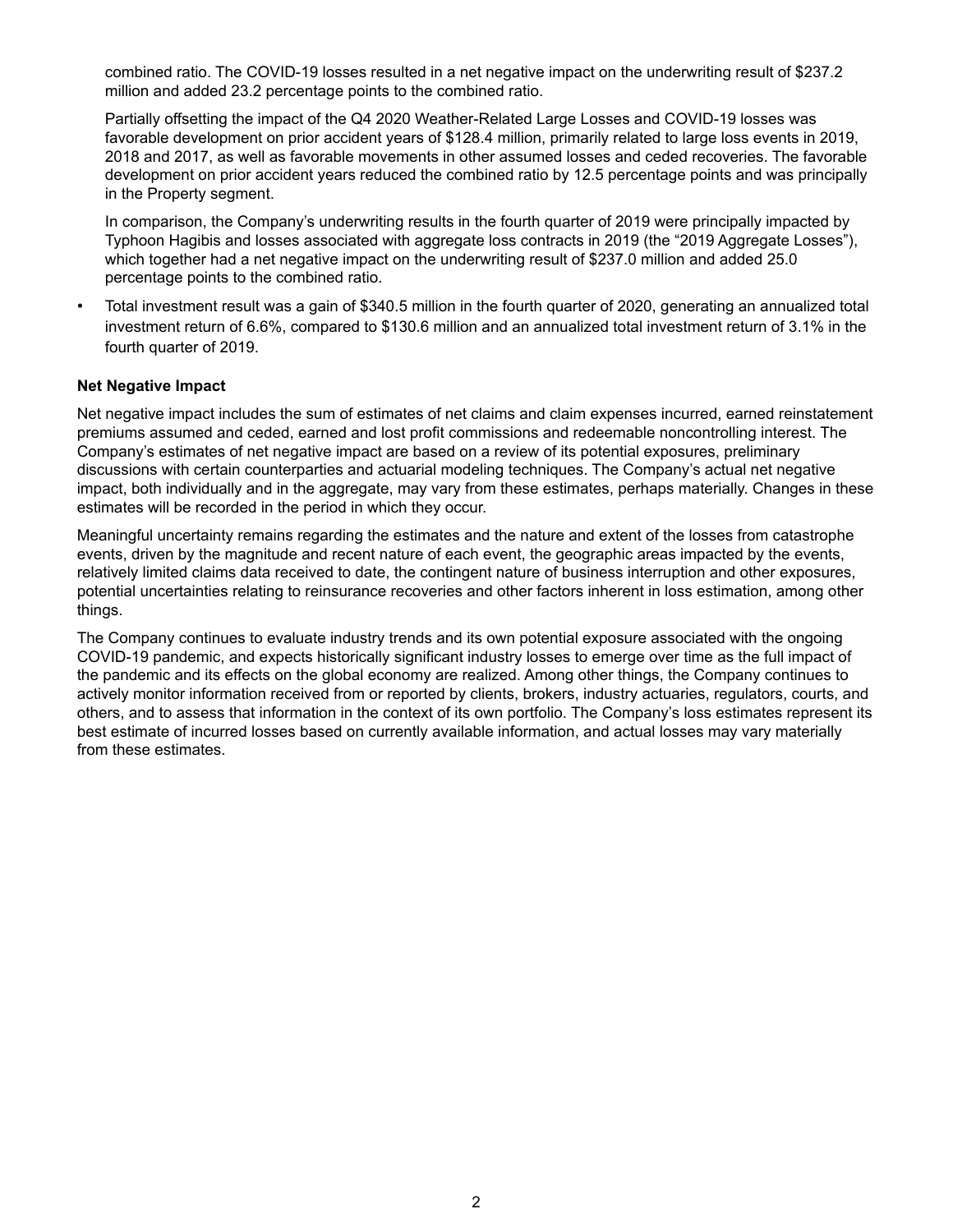combined ratio. The COVID-19 losses resulted in a net negative impact on the underwriting result of $237.2 million and added 23.2 percentage points to the combined ratio.

Partially offsetting the impact of the Q4 2020 Weather-Related Large Losses and COVID-19 losses was favorable development on prior accident years of $128.4 million, primarily related to large loss events in 2019, 2018 and 2017, as well as favorable movements in other assumed losses and ceded recoveries. The favorable development on prior accident years reduced the combined ratio by 12.5 percentage points and was principally in the Property segment.

In comparison, the Company's underwriting results in the fourth quarter of 2019 were principally impacted by Typhoon Hagibis and losses associated with aggregate loss contracts in 2019 (the "2019 Aggregate Losses"), which together had a net negative impact on the underwriting result of $237.0 million and added 25.0 percentage points to the combined ratio.

- Total investment result was a gain of $340.5 million in the fourth quarter of 2020, generating an annualized total investment return of 6.6%, compared to $130.6 million and an annualized total investment return of 3.1% in the fourth quarter of 2019.

**Net Negative Impact**

Net negative impact includes the sum of estimates of net claims and claim expenses incurred, earned reinstatement premiums assumed and ceded, earned and lost profit commissions and redeemable noncontrolling interest. The Company's estimates of net negative impact are based on a review of its potential exposures, preliminary discussions with certain counterparties and actuarial modeling techniques. The Company's actual net negative impact, both individually and in the aggregate, may vary from these estimates, perhaps materially. Changes in these estimates will be recorded in the period in which they occur.

Meaningful uncertainty remains regarding the estimates and the nature and extent of the losses from catastrophe events, driven by the magnitude and recent nature of each event, the geographic areas impacted by the events, relatively limited claims data received to date, the contingent nature of business interruption and other exposures, potential uncertainties relating to reinsurance recoveries and other factors inherent in loss estimation, among other things.

The Company continues to evaluate industry trends and its own potential exposure associated with the ongoing COVID-19 pandemic, and expects historically significant industry losses to emerge over time as the full impact of the pandemic and its effects on the global economy are realized. Among other things, the Company continues to actively monitor information received from or reported by clients, brokers, industry actuaries, regulators, courts, and others, and to assess that information in the context of its own portfolio. The Company's loss estimates represent its best estimate of incurred losses based on currently available information, and actual losses may vary materially from these estimates.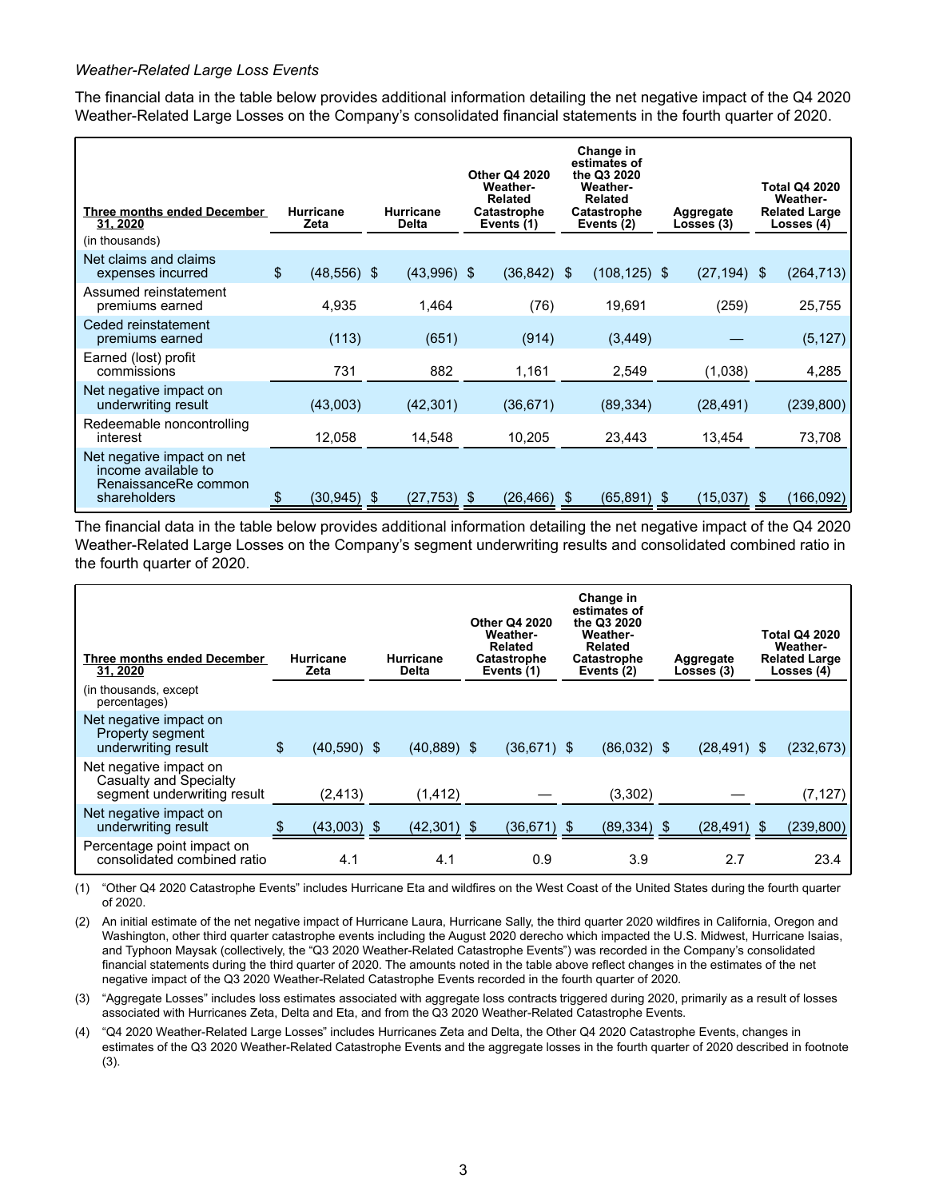*Weather-Related Large Loss Events*

The financial data in the table below provides additional information detailing the net negative impact of the Q4 2020 Weather-Related Large Losses on the Company's consolidated financial statements in the fourth quarter of 2020.

| Three months ended December 31, 2020 | Hurricane Zeta | Hurricane Delta | Other Q4 2020 Weather-Related Catastrophe Events (1) | Change in estimates of the Q3 2020 Weather-Related Catastrophe Events (2) | Aggregate Losses (3) | Total Q4 2020 Weather-Related Large Losses (4) |
|---|---|---|---|---|---|---|
| (in thousands) | | | | | | |
| Net claims and claims expenses incurred | $ (48,556) | $ (43,996) | $ (36,842) | $ (108,125) | $ (27,194) | $ (264,713) |
| Assumed reinstatement premiums earned | 4,935 | 1,464 | (76) | 19,691 | (259) | 25,755 |
| Ceded reinstatement premiums earned | (113) | (651) | (914) | (3,449) | — | (5,127) |
| Earned (lost) profit commissions | 731 | 882 | 1,161 | 2,549 | (1,038) | 4,285 |
| Net negative impact on underwriting result | (43,003) | (42,301) | (36,671) | (89,334) | (28,491) | (239,800) |
| Redeemable noncontrolling interest | 12,058 | 14,548 | 10,205 | 23,443 | 13,454 | 73,708 |
| Net negative impact on net income available to RenaissanceRe common shareholders | $ (30,945) | $ (27,753) | $ (26,466) | $ (65,891) | $ (15,037) | $ (166,092) |

The financial data in the table below provides additional information detailing the net negative impact of the Q4 2020 Weather-Related Large Losses on the Company's segment underwriting results and consolidated combined ratio in the fourth quarter of 2020.

| Three months ended December 31, 2020 | Hurricane Zeta | Hurricane Delta | Other Q4 2020 Weather-Related Catastrophe Events (1) | Change in estimates of the Q3 2020 Weather-Related Catastrophe Events (2) | Aggregate Losses (3) | Total Q4 2020 Weather-Related Large Losses (4) |
|---|---|---|---|---|---|---|
| (in thousands, except percentages) | | | | | | |
| Net negative impact on Property segment underwriting result | $ (40,590) | $ (40,889) | $ (36,671) | $ (86,032) | $ (28,491) | $ (232,673) |
| Net negative impact on Casualty and Specialty segment underwriting result | (2,413) | (1,412) | — | (3,302) | — | (7,127) |
| Net negative impact on underwriting result | $ (43,003) | $ (42,301) | $ (36,671) | $ (89,334) | $ (28,491) | $ (239,800) |
| Percentage point impact on consolidated combined ratio | 4.1 | 4.1 | 0.9 | 3.9 | 2.7 | 23.4 |

(1) "Other Q4 2020 Catastrophe Events" includes Hurricane Eta and wildfires on the West Coast of the United States during the fourth quarter of 2020.

(2) An initial estimate of the net negative impact of Hurricane Laura, Hurricane Sally, the third quarter 2020 wildfires in California, Oregon and Washington, other third quarter catastrophe events including the August 2020 derecho which impacted the U.S. Midwest, Hurricane Isaias, and Typhoon Maysak (collectively, the "Q3 2020 Weather-Related Catastrophe Events") was recorded in the Company's consolidated financial statements during the third quarter of 2020. The amounts noted in the table above reflect changes in the estimates of the net negative impact of the Q3 2020 Weather-Related Catastrophe Events recorded in the fourth quarter of 2020.

(3) "Aggregate Losses" includes loss estimates associated with aggregate loss contracts triggered during 2020, primarily as a result of losses associated with Hurricanes Zeta, Delta and Eta, and from the Q3 2020 Weather-Related Catastrophe Events.

(4) "Q4 2020 Weather-Related Large Losses" includes Hurricanes Zeta and Delta, the Other Q4 2020 Catastrophe Events, changes in estimates of the Q3 2020 Weather-Related Catastrophe Events and the aggregate losses in the fourth quarter of 2020 described in footnote (3).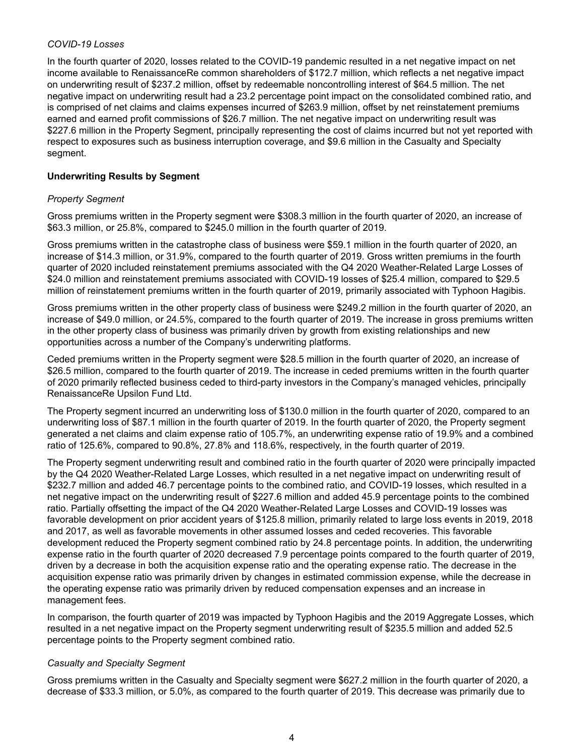*COVID-19 Losses*

In the fourth quarter of 2020, losses related to the COVID-19 pandemic resulted in a net negative impact on net income available to RenaissanceRe common shareholders of $172.7 million, which reflects a net negative impact on underwriting result of $237.2 million, offset by redeemable noncontrolling interest of $64.5 million. The net negative impact on underwriting result had a 23.2 percentage point impact on the consolidated combined ratio, and is comprised of net claims and claims expenses incurred of $263.9 million, offset by net reinstatement premiums earned and earned profit commissions of $26.7 million. The net negative impact on underwriting result was $227.6 million in the Property Segment, principally representing the cost of claims incurred but not yet reported with respect to exposures such as business interruption coverage, and $9.6 million in the Casualty and Specialty segment.

**Underwriting Results by Segment**

*Property Segment*

Gross premiums written in the Property segment were $308.3 million in the fourth quarter of 2020, an increase of $63.3 million, or 25.8%, compared to $245.0 million in the fourth quarter of 2019.

Gross premiums written in the catastrophe class of business were $59.1 million in the fourth quarter of 2020, an increase of $14.3 million, or 31.9%, compared to the fourth quarter of 2019. Gross written premiums in the fourth quarter of 2020 included reinstatement premiums associated with the Q4 2020 Weather-Related Large Losses of $24.0 million and reinstatement premiums associated with COVID-19 losses of $25.4 million, compared to $29.5 million of reinstatement premiums written in the fourth quarter of 2019, primarily associated with Typhoon Hagibis.

Gross premiums written in the other property class of business were $249.2 million in the fourth quarter of 2020, an increase of $49.0 million, or 24.5%, compared to the fourth quarter of 2019. The increase in gross premiums written in the other property class of business was primarily driven by growth from existing relationships and new opportunities across a number of the Company's underwriting platforms.

Ceded premiums written in the Property segment were $28.5 million in the fourth quarter of 2020, an increase of $26.5 million, compared to the fourth quarter of 2019. The increase in ceded premiums written in the fourth quarter of 2020 primarily reflected business ceded to third-party investors in the Company's managed vehicles, principally RenaissanceRe Upsilon Fund Ltd.

The Property segment incurred an underwriting loss of $130.0 million in the fourth quarter of 2020, compared to an underwriting loss of $87.1 million in the fourth quarter of 2019. In the fourth quarter of 2020, the Property segment generated a net claims and claim expense ratio of 105.7%, an underwriting expense ratio of 19.9% and a combined ratio of 125.6%, compared to 90.8%, 27.8% and 118.6%, respectively, in the fourth quarter of 2019.

The Property segment underwriting result and combined ratio in the fourth quarter of 2020 were principally impacted by the Q4 2020 Weather-Related Large Losses, which resulted in a net negative impact on underwriting result of $232.7 million and added 46.7 percentage points to the combined ratio, and COVID-19 losses, which resulted in a net negative impact on the underwriting result of $227.6 million and added 45.9 percentage points to the combined ratio. Partially offsetting the impact of the Q4 2020 Weather-Related Large Losses and COVID-19 losses was favorable development on prior accident years of $125.8 million, primarily related to large loss events in 2019, 2018 and 2017, as well as favorable movements in other assumed losses and ceded recoveries. This favorable development reduced the Property segment combined ratio by 24.8 percentage points. In addition, the underwriting expense ratio in the fourth quarter of 2020 decreased 7.9 percentage points compared to the fourth quarter of 2019, driven by a decrease in both the acquisition expense ratio and the operating expense ratio. The decrease in the acquisition expense ratio was primarily driven by changes in estimated commission expense, while the decrease in the operating expense ratio was primarily driven by reduced compensation expenses and an increase in management fees.

In comparison, the fourth quarter of 2019 was impacted by Typhoon Hagibis and the 2019 Aggregate Losses, which resulted in a net negative impact on the Property segment underwriting result of $235.5 million and added 52.5 percentage points to the Property segment combined ratio.

*Casualty and Specialty Segment*

Gross premiums written in the Casualty and Specialty segment were $627.2 million in the fourth quarter of 2020, a decrease of $33.3 million, or 5.0%, as compared to the fourth quarter of 2019. This decrease was primarily due to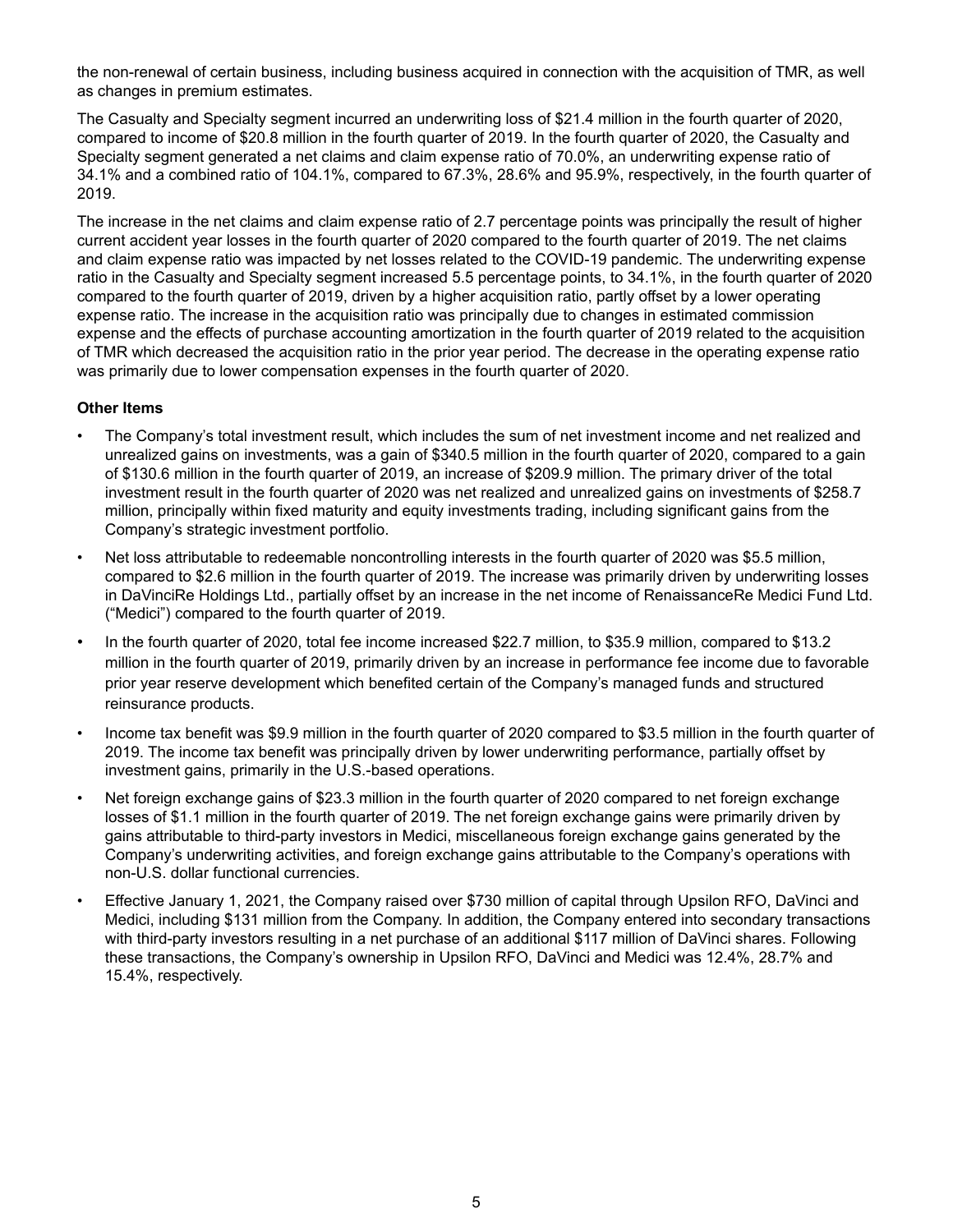the non-renewal of certain business, including business acquired in connection with the acquisition of TMR, as well as changes in premium estimates.

The Casualty and Specialty segment incurred an underwriting loss of $21.4 million in the fourth quarter of 2020, compared to income of $20.8 million in the fourth quarter of 2019. In the fourth quarter of 2020, the Casualty and Specialty segment generated a net claims and claim expense ratio of 70.0%, an underwriting expense ratio of 34.1% and a combined ratio of 104.1%, compared to 67.3%, 28.6% and 95.9%, respectively, in the fourth quarter of 2019.

The increase in the net claims and claim expense ratio of 2.7 percentage points was principally the result of higher current accident year losses in the fourth quarter of 2020 compared to the fourth quarter of 2019. The net claims and claim expense ratio was impacted by net losses related to the COVID-19 pandemic. The underwriting expense ratio in the Casualty and Specialty segment increased 5.5 percentage points, to 34.1%, in the fourth quarter of 2020 compared to the fourth quarter of 2019, driven by a higher acquisition ratio, partly offset by a lower operating expense ratio. The increase in the acquisition ratio was principally due to changes in estimated commission expense and the effects of purchase accounting amortization in the fourth quarter of 2019 related to the acquisition of TMR which decreased the acquisition ratio in the prior year period. The decrease in the operating expense ratio was primarily due to lower compensation expenses in the fourth quarter of 2020.

**Other Items**

- The Company's total investment result, which includes the sum of net investment income and net realized and unrealized gains on investments, was a gain of $340.5 million in the fourth quarter of 2020, compared to a gain of $130.6 million in the fourth quarter of 2019, an increase of $209.9 million. The primary driver of the total investment result in the fourth quarter of 2020 was net realized and unrealized gains on investments of $258.7 million, principally within fixed maturity and equity investments trading, including significant gains from the Company's strategic investment portfolio.
- Net loss attributable to redeemable noncontrolling interests in the fourth quarter of 2020 was $5.5 million, compared to $2.6 million in the fourth quarter of 2019. The increase was primarily driven by underwriting losses in DaVinciRe Holdings Ltd., partially offset by an increase in the net income of RenaissanceRe Medici Fund Ltd. ("Medici") compared to the fourth quarter of 2019.
- In the fourth quarter of 2020, total fee income increased $22.7 million, to $35.9 million, compared to $13.2 million in the fourth quarter of 2019, primarily driven by an increase in performance fee income due to favorable prior year reserve development which benefited certain of the Company's managed funds and structured reinsurance products.
- Income tax benefit was $9.9 million in the fourth quarter of 2020 compared to $3.5 million in the fourth quarter of 2019. The income tax benefit was principally driven by lower underwriting performance, partially offset by investment gains, primarily in the U.S.-based operations.
- Net foreign exchange gains of $23.3 million in the fourth quarter of 2020 compared to net foreign exchange losses of $1.1 million in the fourth quarter of 2019. The net foreign exchange gains were primarily driven by gains attributable to third-party investors in Medici, miscellaneous foreign exchange gains generated by the Company's underwriting activities, and foreign exchange gains attributable to the Company's operations with non-U.S. dollar functional currencies.
- Effective January 1, 2021, the Company raised over $730 million of capital through Upsilon RFO, DaVinci and Medici, including $131 million from the Company. In addition, the Company entered into secondary transactions with third-party investors resulting in a net purchase of an additional $117 million of DaVinci shares. Following these transactions, the Company's ownership in Upsilon RFO, DaVinci and Medici was 12.4%, 28.7% and 15.4%, respectively.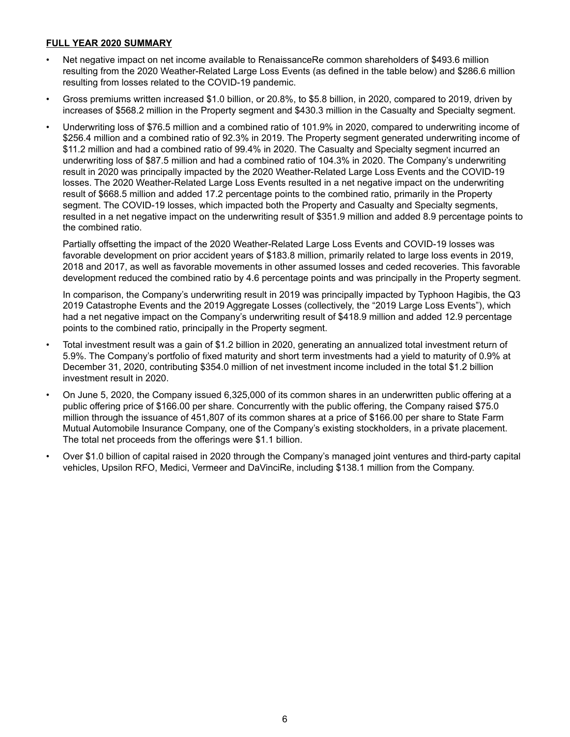## **FULL YEAR 2020 SUMMARY**

- Net negative impact on net income available to RenaissanceRe common shareholders of $493.6 million resulting from the 2020 Weather-Related Large Loss Events (as defined in the table below) and $286.6 million resulting from losses related to the COVID-19 pandemic.
- Gross premiums written increased $1.0 billion, or 20.8%, to $5.8 billion, in 2020, compared to 2019, driven by increases of $568.2 million in the Property segment and $430.3 million in the Casualty and Specialty segment.
- Underwriting loss of $76.5 million and a combined ratio of 101.9% in 2020, compared to underwriting income of $256.4 million and a combined ratio of 92.3% in 2019. The Property segment generated underwriting income of $11.2 million and had a combined ratio of 99.4% in 2020. The Casualty and Specialty segment incurred an underwriting loss of $87.5 million and had a combined ratio of 104.3% in 2020. The Company's underwriting result in 2020 was principally impacted by the 2020 Weather-Related Large Loss Events and the COVID-19 losses. The 2020 Weather-Related Large Loss Events resulted in a net negative impact on the underwriting result of $668.5 million and added 17.2 percentage points to the combined ratio, primarily in the Property segment. The COVID-19 losses, which impacted both the Property and Casualty and Specialty segments, resulted in a net negative impact on the underwriting result of $351.9 million and added 8.9 percentage points to the combined ratio.

  Partially offsetting the impact of the 2020 Weather-Related Large Loss Events and COVID-19 losses was favorable development on prior accident years of $183.8 million, primarily related to large loss events in 2019, 2018 and 2017, as well as favorable movements in other assumed losses and ceded recoveries. This favorable development reduced the combined ratio by 4.6 percentage points and was principally in the Property segment.

  In comparison, the Company's underwriting result in 2019 was principally impacted by Typhoon Hagibis, the Q3 2019 Catastrophe Events and the 2019 Aggregate Losses (collectively, the "2019 Large Loss Events"), which had a net negative impact on the Company's underwriting result of $418.9 million and added 12.9 percentage points to the combined ratio, principally in the Property segment.
- Total investment result was a gain of $1.2 billion in 2020, generating an annualized total investment return of 5.9%. The Company's portfolio of fixed maturity and short term investments had a yield to maturity of 0.9% at December 31, 2020, contributing $354.0 million of net investment income included in the total $1.2 billion investment result in 2020.
- On June 5, 2020, the Company issued 6,325,000 of its common shares in an underwritten public offering at a public offering price of $166.00 per share. Concurrently with the public offering, the Company raised $75.0 million through the issuance of 451,807 of its common shares at a price of $166.00 per share to State Farm Mutual Automobile Insurance Company, one of the Company's existing stockholders, in a private placement. The total net proceeds from the offerings were $1.1 billion.
- Over $1.0 billion of capital raised in 2020 through the Company's managed joint ventures and third-party capital vehicles, Upsilon RFO, Medici, Vermeer and DaVinciRe, including $138.1 million from the Company.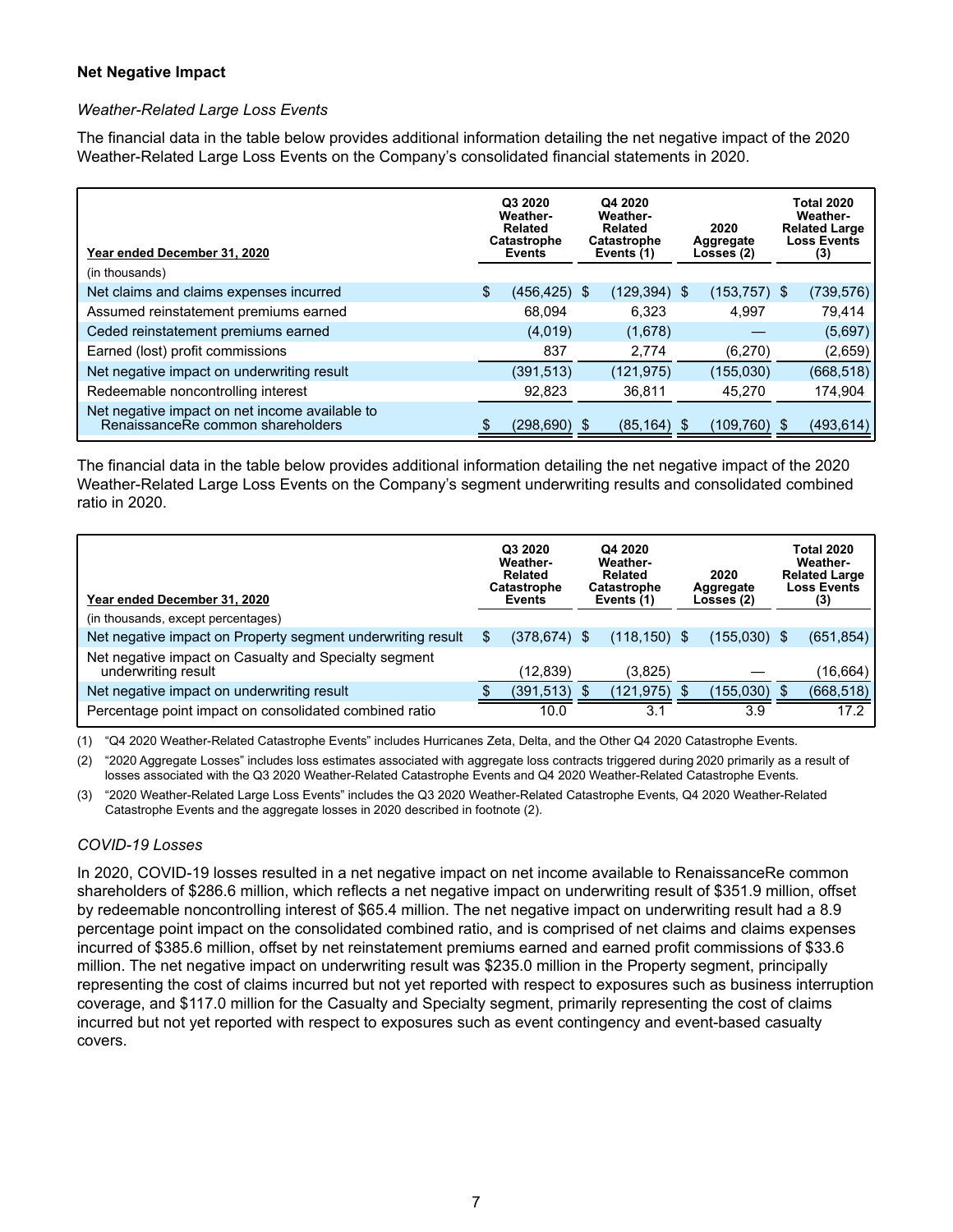**Net Negative Impact**

*Weather-Related Large Loss Events*

The financial data in the table below provides additional information detailing the net negative impact of the 2020 Weather-Related Large Loss Events on the Company's consolidated financial statements in 2020.

| Year ended December 31, 2020 | Q3 2020 Weather-Related Catastrophe Events | Q4 2020 Weather-Related Catastrophe Events (1) | 2020 Aggregate Losses (2) | Total 2020 Weather-Related Large Loss Events (3) |
|---|---|---|---|---|
| (in thousands) | | | | |
| Net claims and claims expenses incurred | $ (456,425) | $ (129,394) | $ (153,757) | $ (739,576) |
| Assumed reinstatement premiums earned | 68,094 | 6,323 | 4,997 | 79,414 |
| Ceded reinstatement premiums earned | (4,019) | (1,678) | — | (5,697) |
| Earned (lost) profit commissions | 837 | 2,774 | (6,270) | (2,659) |
| Net negative impact on underwriting result | (391,513) | (121,975) | (155,030) | (668,518) |
| Redeemable noncontrolling interest | 92,823 | 36,811 | 45,270 | 174,904 |
| Net negative impact on net income available to RenaissanceRe common shareholders | $ (298,690) | $ (85,164) | $ (109,760) | $ (493,614) |

The financial data in the table below provides additional information detailing the net negative impact of the 2020 Weather-Related Large Loss Events on the Company's segment underwriting results and consolidated combined ratio in 2020.

| Year ended December 31, 2020 | Q3 2020 Weather-Related Catastrophe Events | Q4 2020 Weather-Related Catastrophe Events (1) | 2020 Aggregate Losses (2) | Total 2020 Weather-Related Large Loss Events (3) |
|---|---|---|---|---|
| (in thousands, except percentages) | | | | |
| Net negative impact on Property segment underwriting result | $ (378,674) | $ (118,150) | $ (155,030) | $ (651,854) |
| Net negative impact on Casualty and Specialty segment underwriting result | (12,839) | (3,825) | — | (16,664) |
| Net negative impact on underwriting result | $ (391,513) | $ (121,975) | $ (155,030) | $ (668,518) |
| Percentage point impact on consolidated combined ratio | 10.0 | 3.1 | 3.9 | 17.2 |

(1) "Q4 2020 Weather-Related Catastrophe Events" includes Hurricanes Zeta, Delta, and the Other Q4 2020 Catastrophe Events.

(2) "2020 Aggregate Losses" includes loss estimates associated with aggregate loss contracts triggered during 2020 primarily as a result of losses associated with the Q3 2020 Weather-Related Catastrophe Events and Q4 2020 Weather-Related Catastrophe Events.

(3) "2020 Weather-Related Large Loss Events" includes the Q3 2020 Weather-Related Catastrophe Events, Q4 2020 Weather-Related Catastrophe Events and the aggregate losses in 2020 described in footnote (2).

*COVID-19 Losses*

In 2020, COVID-19 losses resulted in a net negative impact on net income available to RenaissanceRe common shareholders of $286.6 million, which reflects a net negative impact on underwriting result of $351.9 million, offset by redeemable noncontrolling interest of $65.4 million. The net negative impact on underwriting result had a 8.9 percentage point impact on the consolidated combined ratio, and is comprised of net claims and claims expenses incurred of $385.6 million, offset by net reinstatement premiums earned and earned profit commissions of $33.6 million. The net negative impact on underwriting result was $235.0 million in the Property segment, principally representing the cost of claims incurred but not yet reported with respect to exposures such as business interruption coverage, and $117.0 million for the Casualty and Specialty segment, primarily representing the cost of claims incurred but not yet reported with respect to exposures such as event contingency and event-based casualty covers.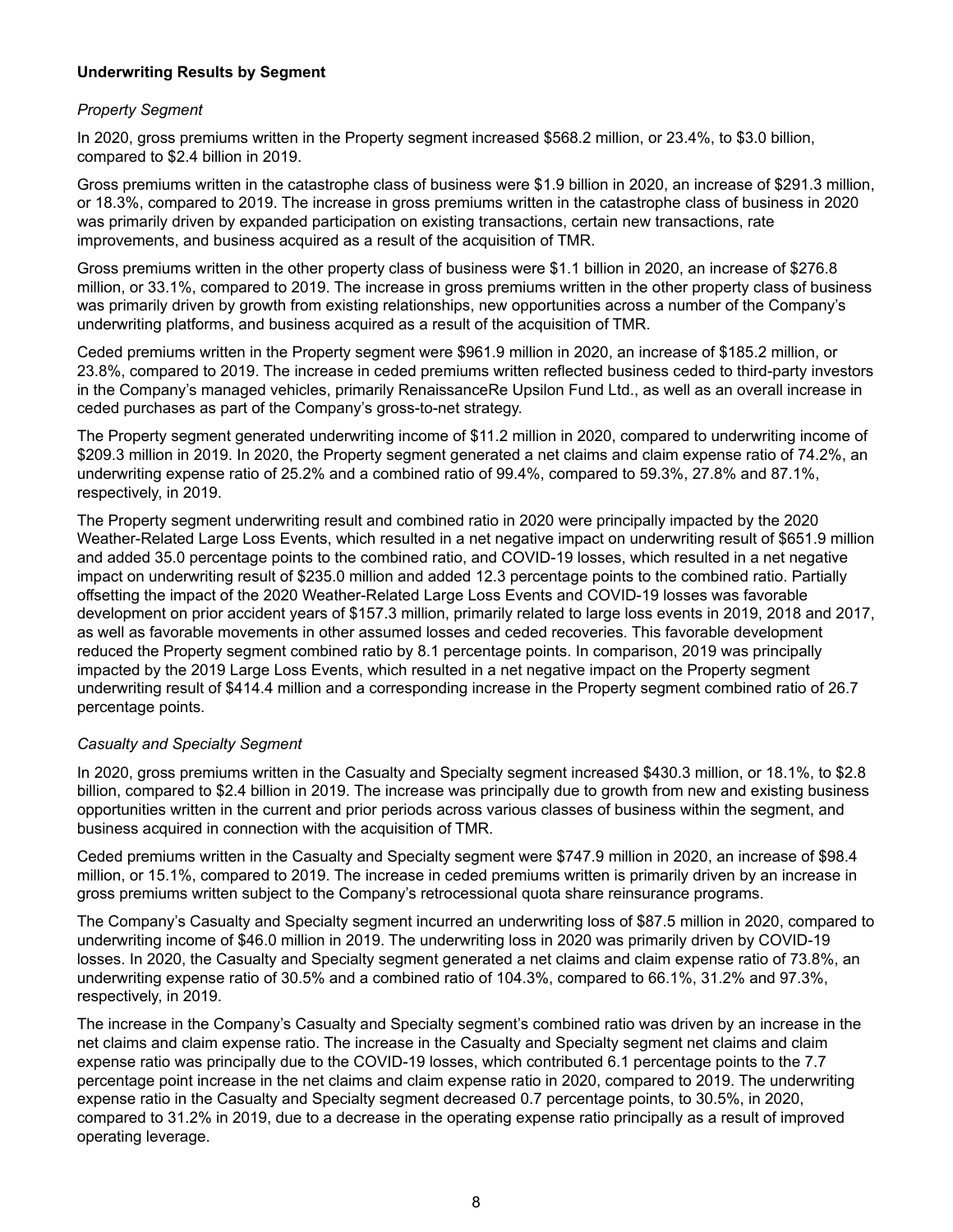**Underwriting Results by Segment**

*Property Segment*

In 2020, gross premiums written in the Property segment increased $568.2 million, or 23.4%, to $3.0 billion, compared to $2.4 billion in 2019.

Gross premiums written in the catastrophe class of business were $1.9 billion in 2020, an increase of $291.3 million, or 18.3%, compared to 2019. The increase in gross premiums written in the catastrophe class of business in 2020 was primarily driven by expanded participation on existing transactions, certain new transactions, rate improvements, and business acquired as a result of the acquisition of TMR.

Gross premiums written in the other property class of business were $1.1 billion in 2020, an increase of $276.8 million, or 33.1%, compared to 2019. The increase in gross premiums written in the other property class of business was primarily driven by growth from existing relationships, new opportunities across a number of the Company's underwriting platforms, and business acquired as a result of the acquisition of TMR.

Ceded premiums written in the Property segment were $961.9 million in 2020, an increase of $185.2 million, or 23.8%, compared to 2019. The increase in ceded premiums written reflected business ceded to third-party investors in the Company's managed vehicles, primarily RenaissanceRe Upsilon Fund Ltd., as well as an overall increase in ceded purchases as part of the Company's gross-to-net strategy.

The Property segment generated underwriting income of $11.2 million in 2020, compared to underwriting income of $209.3 million in 2019. In 2020, the Property segment generated a net claims and claim expense ratio of 74.2%, an underwriting expense ratio of 25.2% and a combined ratio of 99.4%, compared to 59.3%, 27.8% and 87.1%, respectively, in 2019.

The Property segment underwriting result and combined ratio in 2020 were principally impacted by the 2020 Weather-Related Large Loss Events, which resulted in a net negative impact on underwriting result of $651.9 million and added 35.0 percentage points to the combined ratio, and COVID-19 losses, which resulted in a net negative impact on underwriting result of $235.0 million and added 12.3 percentage points to the combined ratio. Partially offsetting the impact of the 2020 Weather-Related Large Loss Events and COVID-19 losses was favorable development on prior accident years of $157.3 million, primarily related to large loss events in 2019, 2018 and 2017, as well as favorable movements in other assumed losses and ceded recoveries. This favorable development reduced the Property segment combined ratio by 8.1 percentage points. In comparison, 2019 was principally impacted by the 2019 Large Loss Events, which resulted in a net negative impact on the Property segment underwriting result of $414.4 million and a corresponding increase in the Property segment combined ratio of 26.7 percentage points.

*Casualty and Specialty Segment*

In 2020, gross premiums written in the Casualty and Specialty segment increased $430.3 million, or 18.1%, to $2.8 billion, compared to $2.4 billion in 2019. The increase was principally due to growth from new and existing business opportunities written in the current and prior periods across various classes of business within the segment, and business acquired in connection with the acquisition of TMR.

Ceded premiums written in the Casualty and Specialty segment were $747.9 million in 2020, an increase of $98.4 million, or 15.1%, compared to 2019. The increase in ceded premiums written is primarily driven by an increase in gross premiums written subject to the Company's retrocessional quota share reinsurance programs.

The Company's Casualty and Specialty segment incurred an underwriting loss of $87.5 million in 2020, compared to underwriting income of $46.0 million in 2019. The underwriting loss in 2020 was primarily driven by COVID-19 losses. In 2020, the Casualty and Specialty segment generated a net claims and claim expense ratio of 73.8%, an underwriting expense ratio of 30.5% and a combined ratio of 104.3%, compared to 66.1%, 31.2% and 97.3%, respectively, in 2019.

The increase in the Company's Casualty and Specialty segment's combined ratio was driven by an increase in the net claims and claim expense ratio. The increase in the Casualty and Specialty segment net claims and claim expense ratio was principally due to the COVID-19 losses, which contributed 6.1 percentage points to the 7.7 percentage point increase in the net claims and claim expense ratio in 2020, compared to 2019. The underwriting expense ratio in the Casualty and Specialty segment decreased 0.7 percentage points, to 30.5%, in 2020, compared to 31.2% in 2019, due to a decrease in the operating expense ratio principally as a result of improved operating leverage.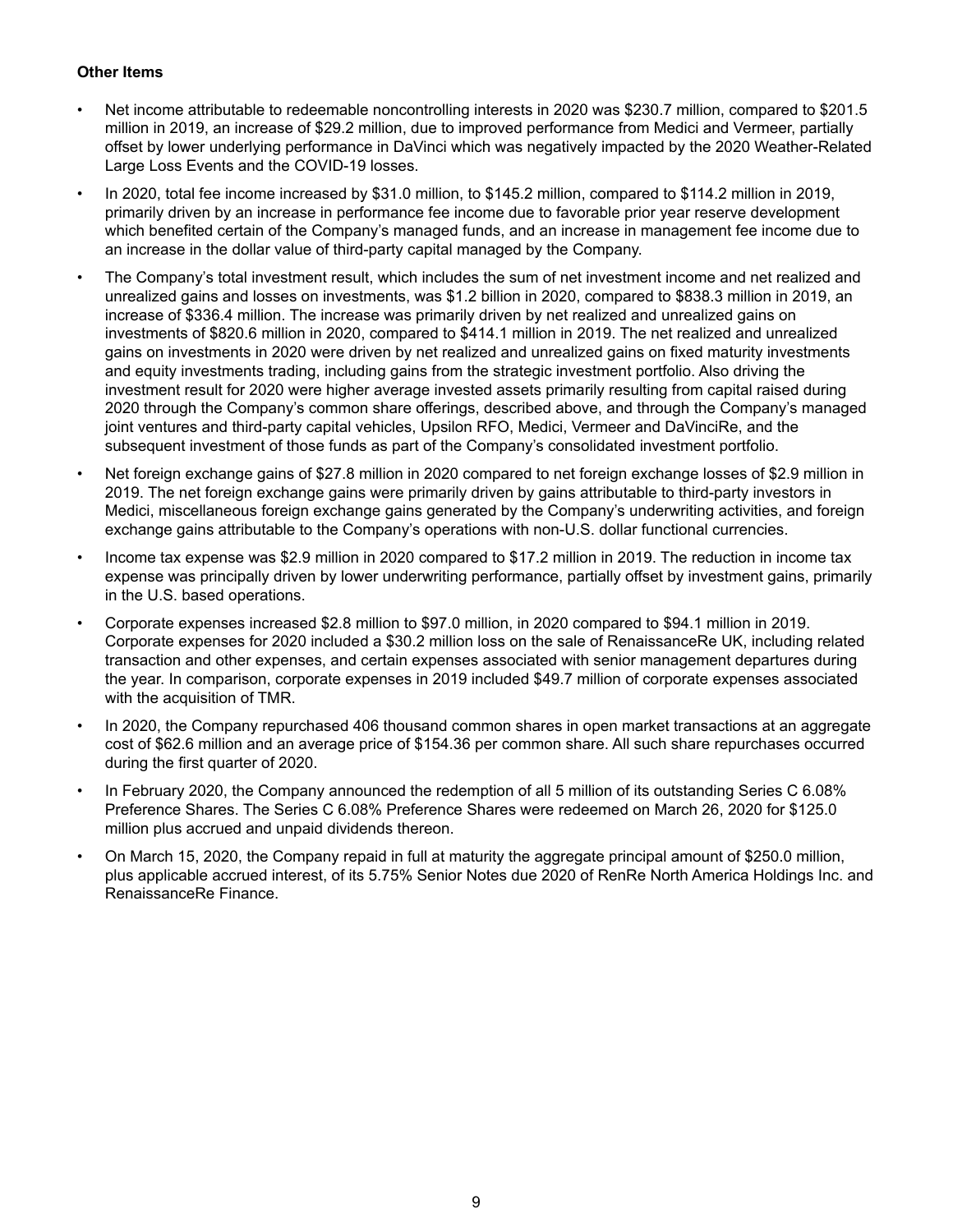**Other Items**

- Net income attributable to redeemable noncontrolling interests in 2020 was $230.7 million, compared to $201.5 million in 2019, an increase of $29.2 million, due to improved performance from Medici and Vermeer, partially offset by lower underlying performance in DaVinci which was negatively impacted by the 2020 Weather-Related Large Loss Events and the COVID-19 losses.
- In 2020, total fee income increased by $31.0 million, to $145.2 million, compared to $114.2 million in 2019, primarily driven by an increase in performance fee income due to favorable prior year reserve development which benefited certain of the Company's managed funds, and an increase in management fee income due to an increase in the dollar value of third-party capital managed by the Company.
- The Company's total investment result, which includes the sum of net investment income and net realized and unrealized gains and losses on investments, was $1.2 billion in 2020, compared to $838.3 million in 2019, an increase of $336.4 million. The increase was primarily driven by net realized and unrealized gains on investments of $820.6 million in 2020, compared to $414.1 million in 2019. The net realized and unrealized gains on investments in 2020 were driven by net realized and unrealized gains on fixed maturity investments and equity investments trading, including gains from the strategic investment portfolio. Also driving the investment result for 2020 were higher average invested assets primarily resulting from capital raised during 2020 through the Company's common share offerings, described above, and through the Company's managed joint ventures and third-party capital vehicles, Upsilon RFO, Medici, Vermeer and DaVinciRe, and the subsequent investment of those funds as part of the Company's consolidated investment portfolio.
- Net foreign exchange gains of $27.8 million in 2020 compared to net foreign exchange losses of $2.9 million in 2019. The net foreign exchange gains were primarily driven by gains attributable to third-party investors in Medici, miscellaneous foreign exchange gains generated by the Company's underwriting activities, and foreign exchange gains attributable to the Company's operations with non-U.S. dollar functional currencies.
- Income tax expense was $2.9 million in 2020 compared to $17.2 million in 2019. The reduction in income tax expense was principally driven by lower underwriting performance, partially offset by investment gains, primarily in the U.S. based operations.
- Corporate expenses increased $2.8 million to $97.0 million, in 2020 compared to $94.1 million in 2019. Corporate expenses for 2020 included a $30.2 million loss on the sale of RenaissanceRe UK, including related transaction and other expenses, and certain expenses associated with senior management departures during the year. In comparison, corporate expenses in 2019 included $49.7 million of corporate expenses associated with the acquisition of TMR.
- In 2020, the Company repurchased 406 thousand common shares in open market transactions at an aggregate cost of $62.6 million and an average price of $154.36 per common share. All such share repurchases occurred during the first quarter of 2020.
- In February 2020, the Company announced the redemption of all 5 million of its outstanding Series C 6.08% Preference Shares. The Series C 6.08% Preference Shares were redeemed on March 26, 2020 for $125.0 million plus accrued and unpaid dividends thereon.
- On March 15, 2020, the Company repaid in full at maturity the aggregate principal amount of $250.0 million, plus applicable accrued interest, of its 5.75% Senior Notes due 2020 of RenRe North America Holdings Inc. and RenaissanceRe Finance.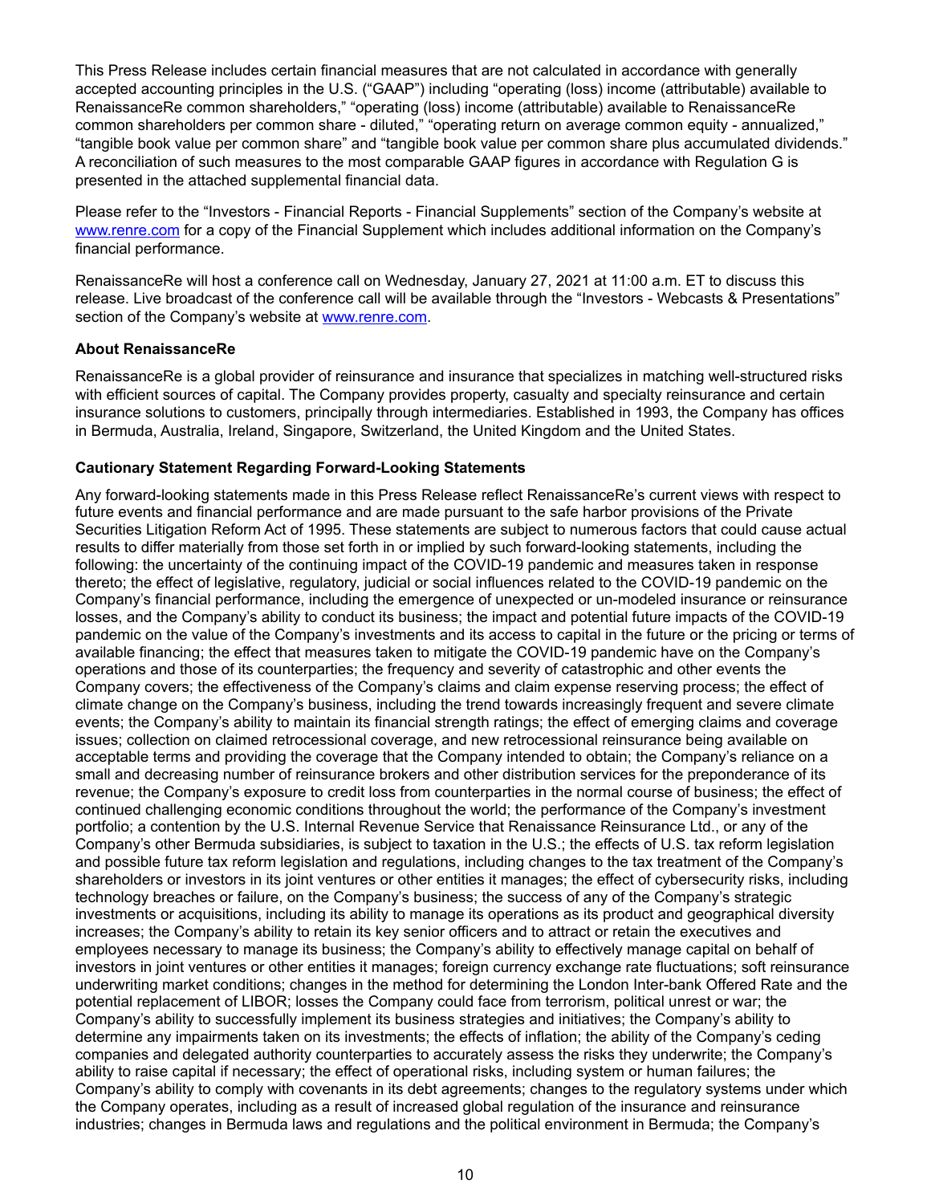This Press Release includes certain financial measures that are not calculated in accordance with generally accepted accounting principles in the U.S. ("GAAP") including "operating (loss) income (attributable) available to RenaissanceRe common shareholders," "operating (loss) income (attributable) available to RenaissanceRe common shareholders per common share - diluted," "operating return on average common equity - annualized," "tangible book value per common share" and "tangible book value per common share plus accumulated dividends." A reconciliation of such measures to the most comparable GAAP figures in accordance with Regulation G is presented in the attached supplemental financial data.

Please refer to the "Investors - Financial Reports - Financial Supplements" section of the Company's website at www.renre.com for a copy of the Financial Supplement which includes additional information on the Company's financial performance.

RenaissanceRe will host a conference call on Wednesday, January 27, 2021 at 11:00 a.m. ET to discuss this release. Live broadcast of the conference call will be available through the "Investors - Webcasts & Presentations" section of the Company's website at www.renre.com.

**About RenaissanceRe**

RenaissanceRe is a global provider of reinsurance and insurance that specializes in matching well-structured risks with efficient sources of capital. The Company provides property, casualty and specialty reinsurance and certain insurance solutions to customers, principally through intermediaries. Established in 1993, the Company has offices in Bermuda, Australia, Ireland, Singapore, Switzerland, the United Kingdom and the United States.

**Cautionary Statement Regarding Forward-Looking Statements**

Any forward-looking statements made in this Press Release reflect RenaissanceRe's current views with respect to future events and financial performance and are made pursuant to the safe harbor provisions of the Private Securities Litigation Reform Act of 1995. These statements are subject to numerous factors that could cause actual results to differ materially from those set forth in or implied by such forward-looking statements, including the following: the uncertainty of the continuing impact of the COVID-19 pandemic and measures taken in response thereto; the effect of legislative, regulatory, judicial or social influences related to the COVID-19 pandemic on the Company's financial performance, including the emergence of unexpected or un-modeled insurance or reinsurance losses, and the Company's ability to conduct its business; the impact and potential future impacts of the COVID-19 pandemic on the value of the Company's investments and its access to capital in the future or the pricing or terms of available financing; the effect that measures taken to mitigate the COVID-19 pandemic have on the Company's operations and those of its counterparties; the frequency and severity of catastrophic and other events the Company covers; the effectiveness of the Company's claims and claim expense reserving process; the effect of climate change on the Company's business, including the trend towards increasingly frequent and severe climate events; the Company's ability to maintain its financial strength ratings; the effect of emerging claims and coverage issues; collection on claimed retrocessional coverage, and new retrocessional reinsurance being available on acceptable terms and providing the coverage that the Company intended to obtain; the Company's reliance on a small and decreasing number of reinsurance brokers and other distribution services for the preponderance of its revenue; the Company's exposure to credit loss from counterparties in the normal course of business; the effect of continued challenging economic conditions throughout the world; the performance of the Company's investment portfolio; a contention by the U.S. Internal Revenue Service that Renaissance Reinsurance Ltd., or any of the Company's other Bermuda subsidiaries, is subject to taxation in the U.S.; the effects of U.S. tax reform legislation and possible future tax reform legislation and regulations, including changes to the tax treatment of the Company's shareholders or investors in its joint ventures or other entities it manages; the effect of cybersecurity risks, including technology breaches or failure, on the Company's business; the success of any of the Company's strategic investments or acquisitions, including its ability to manage its operations as its product and geographical diversity increases; the Company's ability to retain its key senior officers and to attract or retain the executives and employees necessary to manage its business; the Company's ability to effectively manage capital on behalf of investors in joint ventures or other entities it manages; foreign currency exchange rate fluctuations; soft reinsurance underwriting market conditions; changes in the method for determining the London Inter-bank Offered Rate and the potential replacement of LIBOR; losses the Company could face from terrorism, political unrest or war; the Company's ability to successfully implement its business strategies and initiatives; the Company's ability to determine any impairments taken on its investments; the effects of inflation; the ability of the Company's ceding companies and delegated authority counterparties to accurately assess the risks they underwrite; the Company's ability to raise capital if necessary; the effect of operational risks, including system or human failures; the Company's ability to comply with covenants in its debt agreements; changes to the regulatory systems under which the Company operates, including as a result of increased global regulation of the insurance and reinsurance industries; changes in Bermuda laws and regulations and the political environment in Bermuda; the Company's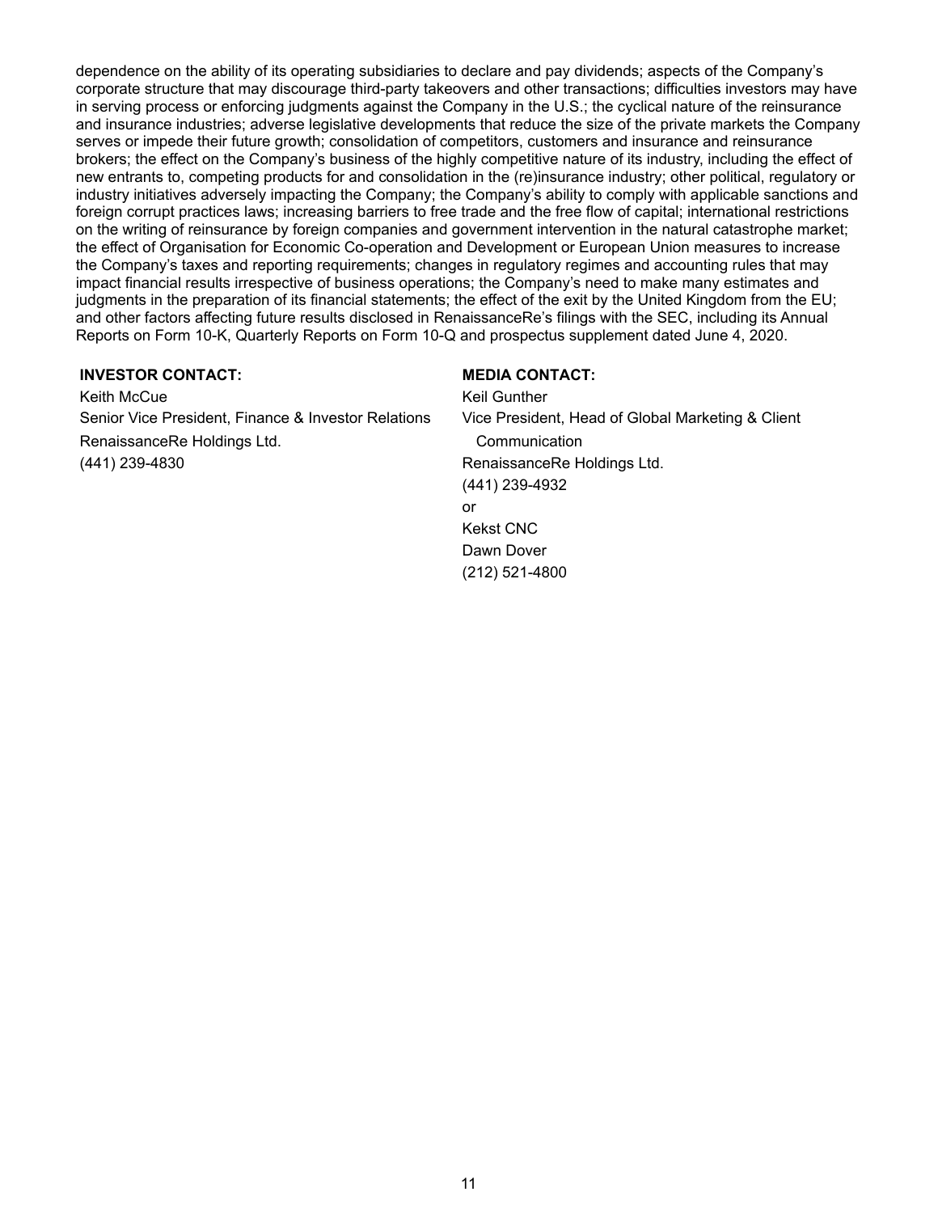dependence on the ability of its operating subsidiaries to declare and pay dividends; aspects of the Company's corporate structure that may discourage third-party takeovers and other transactions; difficulties investors may have in serving process or enforcing judgments against the Company in the U.S.; the cyclical nature of the reinsurance and insurance industries; adverse legislative developments that reduce the size of the private markets the Company serves or impede their future growth; consolidation of competitors, customers and insurance and reinsurance brokers; the effect on the Company's business of the highly competitive nature of its industry, including the effect of new entrants to, competing products for and consolidation in the (re)insurance industry; other political, regulatory or industry initiatives adversely impacting the Company; the Company's ability to comply with applicable sanctions and foreign corrupt practices laws; increasing barriers to free trade and the free flow of capital; international restrictions on the writing of reinsurance by foreign companies and government intervention in the natural catastrophe market; the effect of Organisation for Economic Co-operation and Development or European Union measures to increase the Company's taxes and reporting requirements; changes in regulatory regimes and accounting rules that may impact financial results irrespective of business operations; the Company's need to make many estimates and judgments in the preparation of its financial statements; the effect of the exit by the United Kingdom from the EU; and other factors affecting future results disclosed in RenaissanceRe's filings with the SEC, including its Annual Reports on Form 10-K, Quarterly Reports on Form 10-Q and prospectus supplement dated June 4, 2020.

**INVESTOR CONTACT:**

Keith McCue
Senior Vice President, Finance & Investor Relations
RenaissanceRe Holdings Ltd.
(441) 239-4830

**MEDIA CONTACT:**

Keil Gunther
Vice President, Head of Global Marketing & Client Communication
RenaissanceRe Holdings Ltd.
(441) 239-4932
or
Kekst CNC
Dawn Dover
(212) 521-4800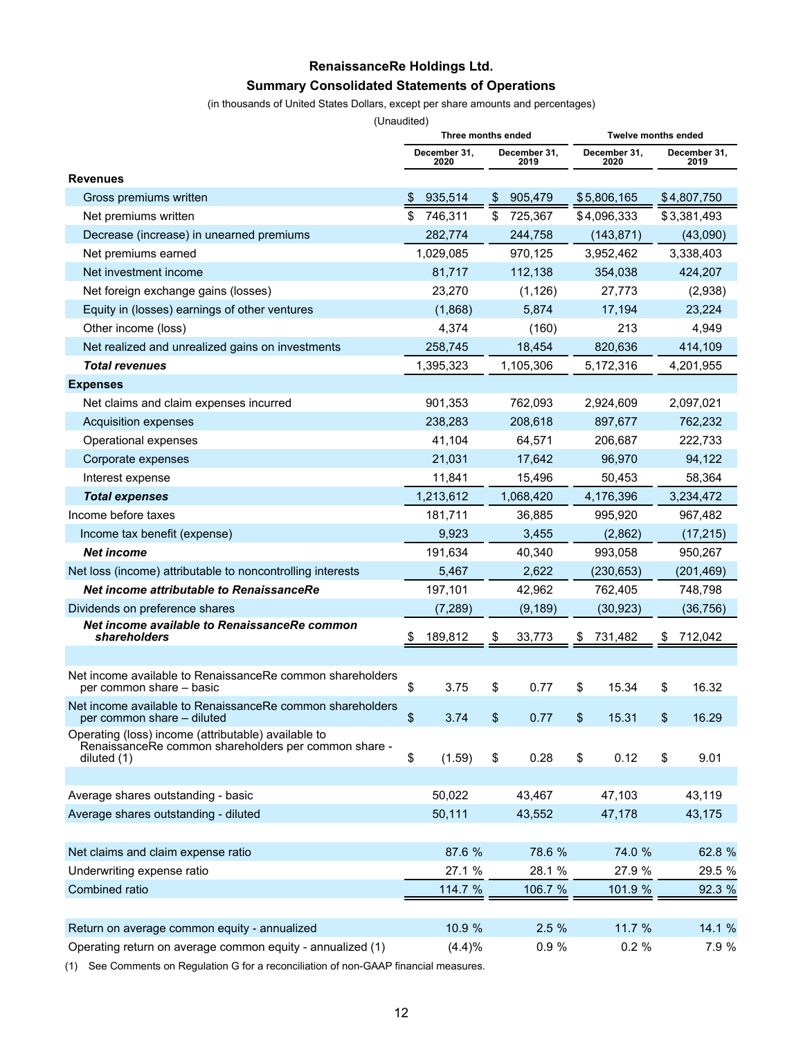# RenaissanceRe Holdings Ltd.

## Summary Consolidated Statements of Operations

(in thousands of United States Dollars, except per share amounts and percentages)

(Unaudited)

| | Three months ended | | Twelve months ended | |
|---|---|---|---|---|
| | December 31, 2020 | December 31, 2019 | December 31, 2020 | December 31, 2019 |
| **Revenues** | | | | |
| Gross premiums written | $ 935,514 | $ 905,479 | $ 5,806,165 | $ 4,807,750 |
| Net premiums written | $ 746,311 | $ 725,367 | $ 4,096,333 | $ 3,381,493 |
| Decrease (increase) in unearned premiums | 282,774 | 244,758 | (143,871) | (43,090) |
| Net premiums earned | 1,029,085 | 970,125 | 3,952,462 | 3,338,403 |
| Net investment income | 81,717 | 112,138 | 354,038 | 424,207 |
| Net foreign exchange gains (losses) | 23,270 | (1,126) | 27,773 | (2,938) |
| Equity in (losses) earnings of other ventures | (1,868) | 5,874 | 17,194 | 23,224 |
| Other income (loss) | 4,374 | (160) | 213 | 4,949 |
| Net realized and unrealized gains on investments | 258,745 | 18,454 | 820,636 | 414,109 |
| ***Total revenues*** | 1,395,323 | 1,105,306 | 5,172,316 | 4,201,955 |
| **Expenses** | | | | |
| Net claims and claim expenses incurred | 901,353 | 762,093 | 2,924,609 | 2,097,021 |
| Acquisition expenses | 238,283 | 208,618 | 897,677 | 762,232 |
| Operational expenses | 41,104 | 64,571 | 206,687 | 222,733 |
| Corporate expenses | 21,031 | 17,642 | 96,970 | 94,122 |
| Interest expense | 11,841 | 15,496 | 50,453 | 58,364 |
| ***Total expenses*** | 1,213,612 | 1,068,420 | 4,176,396 | 3,234,472 |
| Income before taxes | 181,711 | 36,885 | 995,920 | 967,482 |
| Income tax benefit (expense) | 9,923 | 3,455 | (2,862) | (17,215) |
| ***Net income*** | 191,634 | 40,340 | 993,058 | 950,267 |
| Net loss (income) attributable to noncontrolling interests | 5,467 | 2,622 | (230,653) | (201,469) |
| ***Net income attributable to RenaissanceRe*** | 197,101 | 42,962 | 762,405 | 748,798 |
| Dividends on preference shares | (7,289) | (9,189) | (30,923) | (36,756) |
| ***Net income available to RenaissanceRe common shareholders*** | $ 189,812 | $ 33,773 | $ 731,482 | $ 712,042 |
| | | | | |
| Net income available to RenaissanceRe common shareholders per common share – basic | $ 3.75 | $ 0.77 | $ 15.34 | $ 16.32 |
| Net income available to RenaissanceRe common shareholders per common share – diluted | $ 3.74 | $ 0.77 | $ 15.31 | $ 16.29 |
| Operating (loss) income (attributable) available to RenaissanceRe common shareholders per common share - diluted (1) | $ (1.59) | $ 0.28 | $ 0.12 | $ 9.01 |
| | | | | |
| Average shares outstanding - basic | 50,022 | 43,467 | 47,103 | 43,119 |
| Average shares outstanding - diluted | 50,111 | 43,552 | 47,178 | 43,175 |
| | | | | |
| Net claims and claim expense ratio | 87.6 % | 78.6 % | 74.0 % | 62.8 % |
| Underwriting expense ratio | 27.1 % | 28.1 % | 27.9 % | 29.5 % |
| Combined ratio | 114.7 % | 106.7 % | 101.9 % | 92.3 % |
| | | | | |
| Return on average common equity - annualized | 10.9 % | 2.5 % | 11.7 % | 14.1 % |
| Operating return on average common equity - annualized (1) | (4.4)% | 0.9 % | 0.2 % | 7.9 % |

(1) See Comments on Regulation G for a reconciliation of non-GAAP financial measures.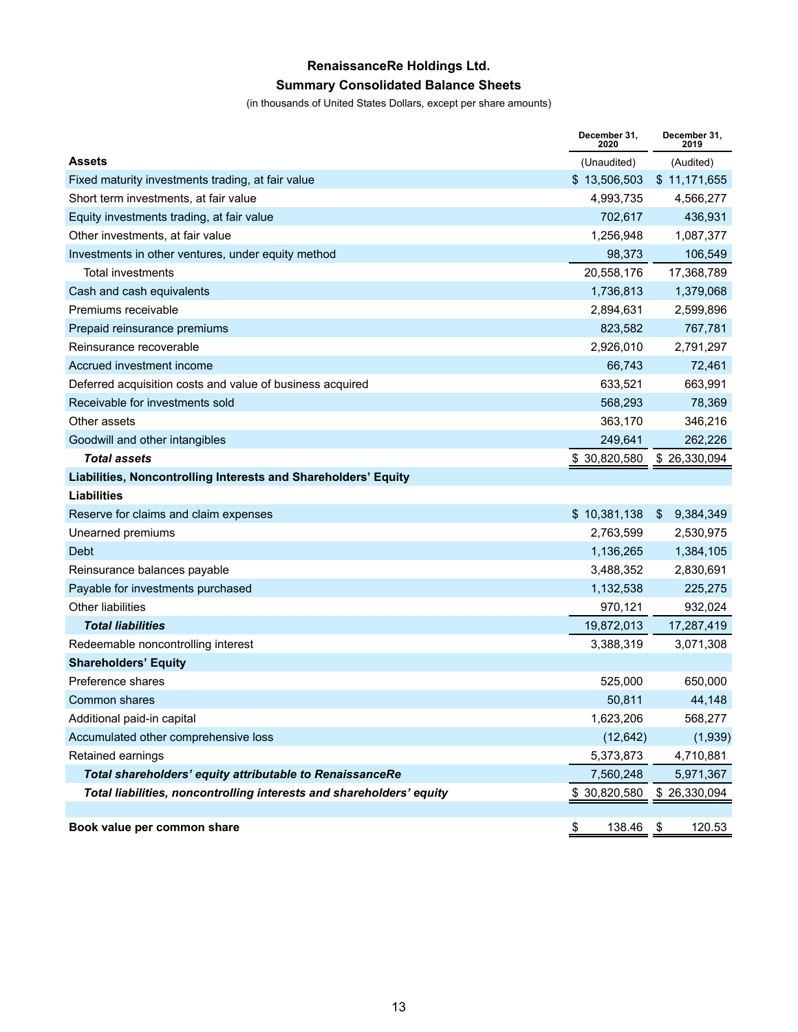# RenaissanceRe Holdings Ltd.

## Summary Consolidated Balance Sheets

(in thousands of United States Dollars, except per share amounts)

| | December 31, 2020 | December 31, 2019 |
|---|---|---|
| **Assets** | (Unaudited) | (Audited) |
| Fixed maturity investments trading, at fair value | $ 13,506,503 | $ 11,171,655 |
| Short term investments, at fair value | 4,993,735 | 4,566,277 |
| Equity investments trading, at fair value | 702,617 | 436,931 |
| Other investments, at fair value | 1,256,948 | 1,087,377 |
| Investments in other ventures, under equity method | 98,373 | 106,549 |
| Total investments | 20,558,176 | 17,368,789 |
| Cash and cash equivalents | 1,736,813 | 1,379,068 |
| Premiums receivable | 2,894,631 | 2,599,896 |
| Prepaid reinsurance premiums | 823,582 | 767,781 |
| Reinsurance recoverable | 2,926,010 | 2,791,297 |
| Accrued investment income | 66,743 | 72,461 |
| Deferred acquisition costs and value of business acquired | 633,521 | 663,991 |
| Receivable for investments sold | 568,293 | 78,369 |
| Other assets | 363,170 | 346,216 |
| Goodwill and other intangibles | 249,641 | 262,226 |
| ***Total assets*** | $ 30,820,580 | $ 26,330,094 |
| **Liabilities, Noncontrolling Interests and Shareholders' Equity** | | |
| **Liabilities** | | |
| Reserve for claims and claim expenses | $ 10,381,138 | $ 9,384,349 |
| Unearned premiums | 2,763,599 | 2,530,975 |
| Debt | 1,136,265 | 1,384,105 |
| Reinsurance balances payable | 3,488,352 | 2,830,691 |
| Payable for investments purchased | 1,132,538 | 225,275 |
| Other liabilities | 970,121 | 932,024 |
| ***Total liabilities*** | 19,872,013 | 17,287,419 |
| Redeemable noncontrolling interest | 3,388,319 | 3,071,308 |
| **Shareholders' Equity** | | |
| Preference shares | 525,000 | 650,000 |
| Common shares | 50,811 | 44,148 |
| Additional paid-in capital | 1,623,206 | 568,277 |
| Accumulated other comprehensive loss | (12,642) | (1,939) |
| Retained earnings | 5,373,873 | 4,710,881 |
| ***Total shareholders' equity attributable to RenaissanceRe*** | 7,560,248 | 5,971,367 |
| ***Total liabilities, noncontrolling interests and shareholders' equity*** | $ 30,820,580 | $ 26,330,094 |
| | | |
| **Book value per common share** | $ 138.46 | $ 120.53 |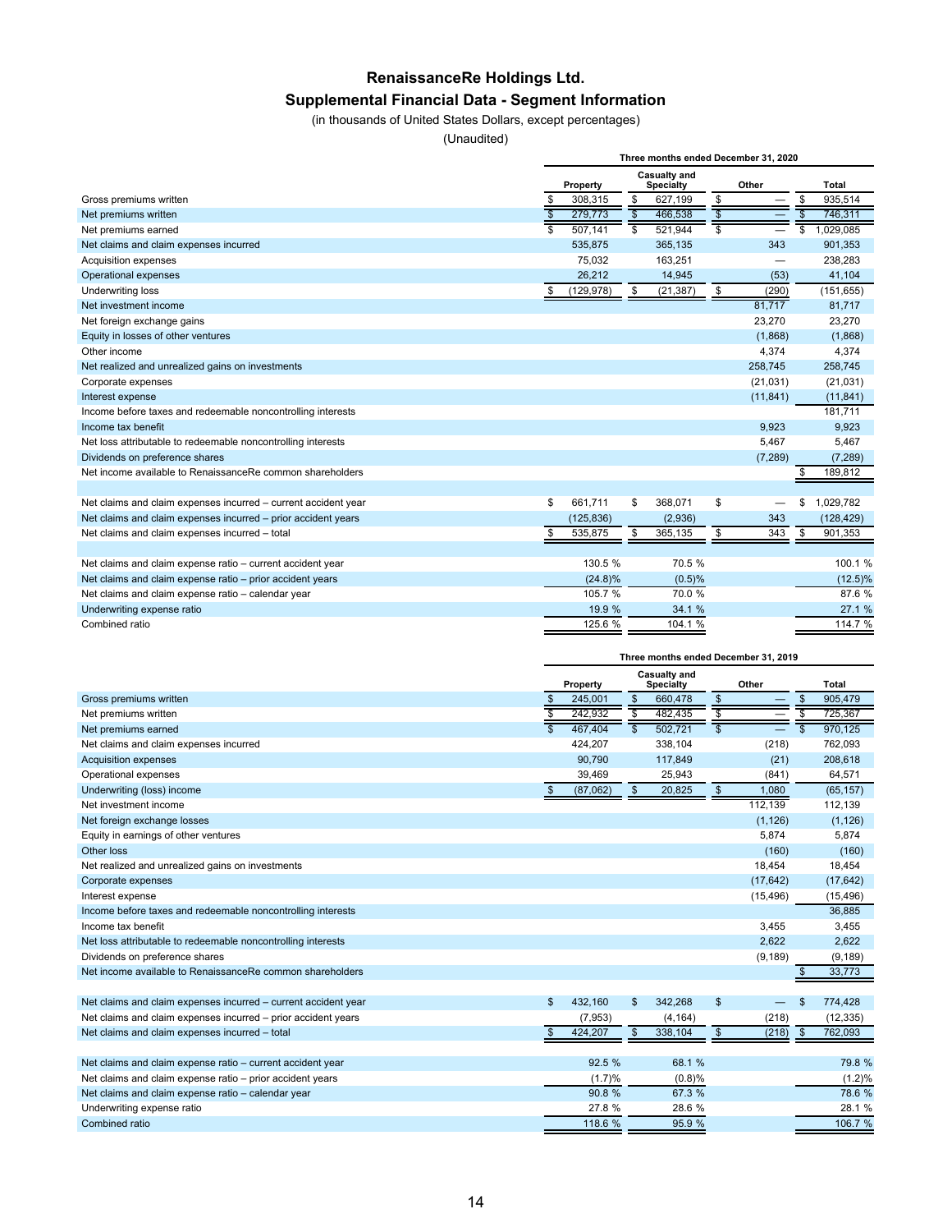# RenaissanceRe Holdings Ltd.

## Supplemental Financial Data - Segment Information

(in thousands of United States Dollars, except percentages)

(Unaudited)

| | Three months ended December 31, 2020 | | | |
|---|---|---|---|---|
| | Property | Casualty and Specialty | Other | Total |
| Gross premiums written | $ 308,315 | $ 627,199 | $ — | $ 935,514 |
| Net premiums written | $ 279,773 | $ 466,538 | $ — | $ 746,311 |
| Net premiums earned | $ 507,141 | $ 521,944 | $ — | $ 1,029,085 |
| Net claims and claim expenses incurred | 535,875 | 365,135 | 343 | 901,353 |
| Acquisition expenses | 75,032 | 163,251 | — | 238,283 |
| Operational expenses | 26,212 | 14,945 | (53) | 41,104 |
| Underwriting loss | $ (129,978) | $ (21,387) | $ (290) | (151,655) |
| Net investment income | | | 81,717 | 81,717 |
| Net foreign exchange gains | | | 23,270 | 23,270 |
| Equity in losses of other ventures | | | (1,868) | (1,868) |
| Other income | | | 4,374 | 4,374 |
| Net realized and unrealized gains on investments | | | 258,745 | 258,745 |
| Corporate expenses | | | (21,031) | (21,031) |
| Interest expense | | | (11,841) | (11,841) |
| Income before taxes and redeemable noncontrolling interests | | | | 181,711 |
| Income tax benefit | | | 9,923 | 9,923 |
| Net loss attributable to redeemable noncontrolling interests | | | 5,467 | 5,467 |
| Dividends on preference shares | | | (7,289) | (7,289) |
| Net income available to RenaissanceRe common shareholders | | | | $ 189,812 |
| | | | | |
| Net claims and claim expenses incurred – current accident year | $ 661,711 | $ 368,071 | $ — | $ 1,029,782 |
| Net claims and claim expenses incurred – prior accident years | (125,836) | (2,936) | 343 | (128,429) |
| Net claims and claim expenses incurred – total | $ 535,875 | $ 365,135 | $ 343 | $ 901,353 |
| | | | | |
| Net claims and claim expense ratio – current accident year | 130.5 % | 70.5 % | | 100.1 % |
| Net claims and claim expense ratio – prior accident years | (24.8)% | (0.5)% | | (12.5)% |
| Net claims and claim expense ratio – calendar year | 105.7 % | 70.0 % | | 87.6 % |
| Underwriting expense ratio | 19.9 % | 34.1 % | | 27.1 % |
| Combined ratio | 125.6 % | 104.1 % | | 114.7 % |

| | Three months ended December 31, 2019 | | | |
|---|---|---|---|---|
| | Property | Casualty and Specialty | Other | Total |
| Gross premiums written | $ 245,001 | $ 660,478 | $ — | $ 905,479 |
| Net premiums written | $ 242,932 | $ 482,435 | $ — | $ 725,367 |
| Net premiums earned | $ 467,404 | $ 502,721 | $ — | $ 970,125 |
| Net claims and claim expenses incurred | 424,207 | 338,104 | (218) | 762,093 |
| Acquisition expenses | 90,790 | 117,849 | (21) | 208,618 |
| Operational expenses | 39,469 | 25,943 | (841) | 64,571 |
| Underwriting (loss) income | $ (87,062) | $ 20,825 | $ 1,080 | (65,157) |
| Net investment income | | | 112,139 | 112,139 |
| Net foreign exchange losses | | | (1,126) | (1,126) |
| Equity in earnings of other ventures | | | 5,874 | 5,874 |
| Other loss | | | (160) | (160) |
| Net realized and unrealized gains on investments | | | 18,454 | 18,454 |
| Corporate expenses | | | (17,642) | (17,642) |
| Interest expense | | | (15,496) | (15,496) |
| Income before taxes and redeemable noncontrolling interests | | | | 36,885 |
| Income tax benefit | | | 3,455 | 3,455 |
| Net loss attributable to redeemable noncontrolling interests | | | 2,622 | 2,622 |
| Dividends on preference shares | | | (9,189) | (9,189) |
| Net income available to RenaissanceRe common shareholders | | | | $ 33,773 |
| | | | | |
| Net claims and claim expenses incurred – current accident year | $ 432,160 | $ 342,268 | $ — | $ 774,428 |
| Net claims and claim expenses incurred – prior accident years | (7,953) | (4,164) | (218) | (12,335) |
| Net claims and claim expenses incurred – total | $ 424,207 | $ 338,104 | $ (218) | $ 762,093 |
| | | | | |
| Net claims and claim expense ratio – current accident year | 92.5 % | 68.1 % | | 79.8 % |
| Net claims and claim expense ratio – prior accident years | (1.7)% | (0.8)% | | (1.2)% |
| Net claims and claim expense ratio – calendar year | 90.8 % | 67.3 % | | 78.6 % |
| Underwriting expense ratio | 27.8 % | 28.6 % | | 28.1 % |
| Combined ratio | 118.6 % | 95.9 % | | 106.7 % |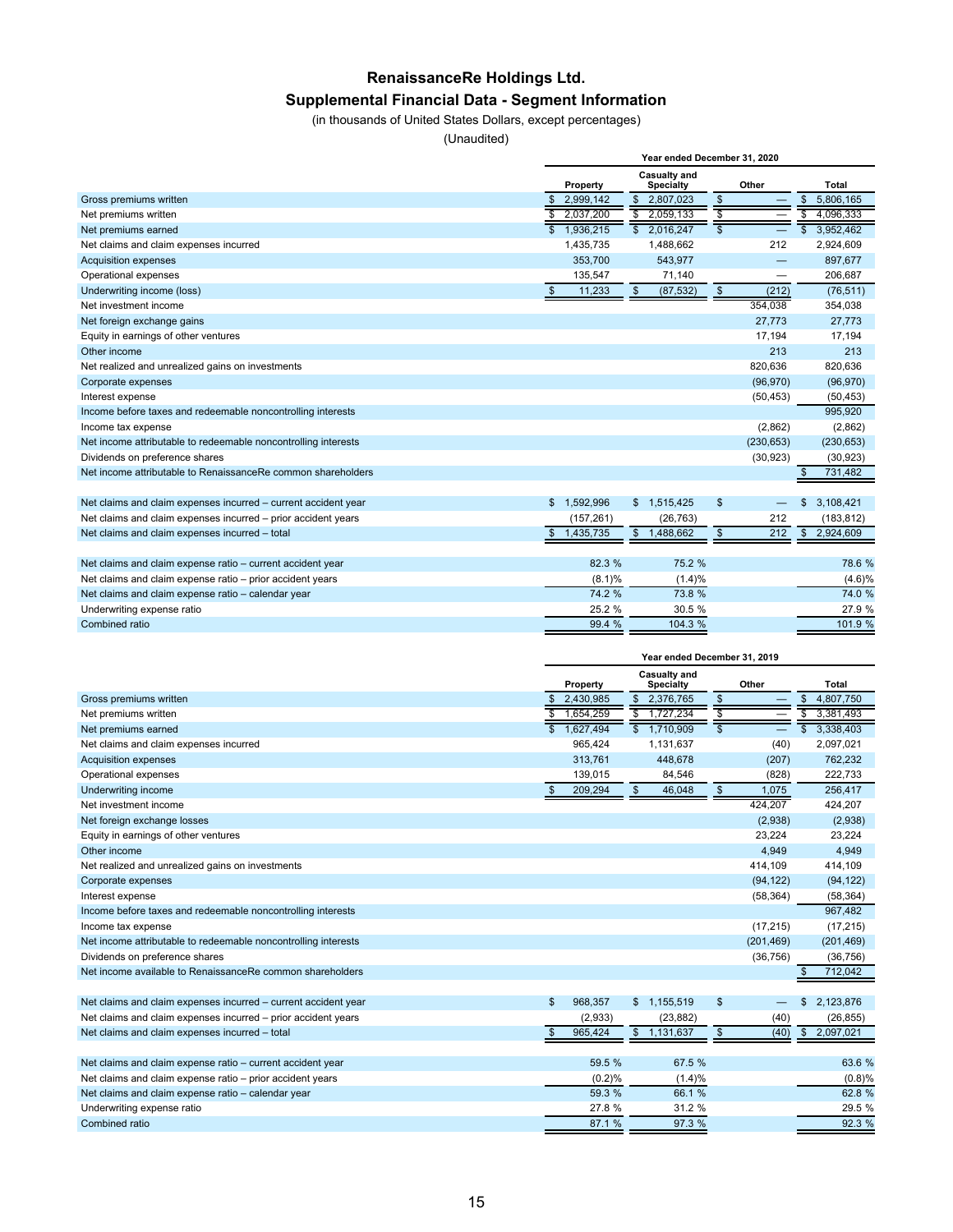# RenaissanceRe Holdings Ltd.

## Supplemental Financial Data - Segment Information

(in thousands of United States Dollars, except percentages)

(Unaudited)

| | Year ended December 31, 2020 | | | |
|---|---|---|---|---|
| | Property | Casualty and Specialty | Other | Total |
| Gross premiums written | $ 2,999,142 | $ 2,807,023 | $ — | $ 5,806,165 |
| Net premiums written | $ 2,037,200 | $ 2,059,133 | $ — | $ 4,096,333 |
| Net premiums earned | $ 1,936,215 | $ 2,016,247 | $ — | $ 3,952,462 |
| Net claims and claim expenses incurred | 1,435,735 | 1,488,662 | 212 | 2,924,609 |
| Acquisition expenses | 353,700 | 543,977 | — | 897,677 |
| Operational expenses | 135,547 | 71,140 | — | 206,687 |
| Underwriting income (loss) | $ 11,233 | $ (87,532) | $ (212) | (76,511) |
| Net investment income | | | 354,038 | 354,038 |
| Net foreign exchange gains | | | 27,773 | 27,773 |
| Equity in earnings of other ventures | | | 17,194 | 17,194 |
| Other income | | | 213 | 213 |
| Net realized and unrealized gains on investments | | | 820,636 | 820,636 |
| Corporate expenses | | | (96,970) | (96,970) |
| Interest expense | | | (50,453) | (50,453) |
| Income before taxes and redeemable noncontrolling interests | | | | 995,920 |
| Income tax expense | | | (2,862) | (2,862) |
| Net income attributable to redeemable noncontrolling interests | | | (230,653) | (230,653) |
| Dividends on preference shares | | | (30,923) | (30,923) |
| Net income attributable to RenaissanceRe common shareholders | | | | $ 731,482 |
| | | | | |
| Net claims and claim expenses incurred – current accident year | $ 1,592,996 | $ 1,515,425 | $ — | $ 3,108,421 |
| Net claims and claim expenses incurred – prior accident years | (157,261) | (26,763) | 212 | (183,812) |
| Net claims and claim expenses incurred – total | $ 1,435,735 | $ 1,488,662 | $ 212 | $ 2,924,609 |
| | | | | |
| Net claims and claim expense ratio – current accident year | 82.3 % | 75.2 % | | 78.6 % |
| Net claims and claim expense ratio – prior accident years | (8.1)% | (1.4)% | | (4.6)% |
| Net claims and claim expense ratio – calendar year | 74.2 % | 73.8 % | | 74.0 % |
| Underwriting expense ratio | 25.2 % | 30.5 % | | 27.9 % |
| Combined ratio | 99.4 % | 104.3 % | | 101.9 % |

| | Year ended December 31, 2019 | | | |
|---|---|---|---|---|
| | Property | Casualty and Specialty | Other | Total |
| Gross premiums written | $ 2,430,985 | $ 2,376,765 | $ — | $ 4,807,750 |
| Net premiums written | $ 1,654,259 | $ 1,727,234 | $ — | $ 3,381,493 |
| Net premiums earned | $ 1,627,494 | $ 1,710,909 | $ — | $ 3,338,403 |
| Net claims and claim expenses incurred | 965,424 | 1,131,637 | (40) | 2,097,021 |
| Acquisition expenses | 313,761 | 448,678 | (207) | 762,232 |
| Operational expenses | 139,015 | 84,546 | (828) | 222,733 |
| Underwriting income | $ 209,294 | $ 46,048 | $ 1,075 | 256,417 |
| Net investment income | | | 424,207 | 424,207 |
| Net foreign exchange losses | | | (2,938) | (2,938) |
| Equity in earnings of other ventures | | | 23,224 | 23,224 |
| Other income | | | 4,949 | 4,949 |
| Net realized and unrealized gains on investments | | | 414,109 | 414,109 |
| Corporate expenses | | | (94,122) | (94,122) |
| Interest expense | | | (58,364) | (58,364) |
| Income before taxes and redeemable noncontrolling interests | | | | 967,482 |
| Income tax expense | | | (17,215) | (17,215) |
| Net income attributable to redeemable noncontrolling interests | | | (201,469) | (201,469) |
| Dividends on preference shares | | | (36,756) | (36,756) |
| Net income available to RenaissanceRe common shareholders | | | | $ 712,042 |
| | | | | |
| Net claims and claim expenses incurred – current accident year | $ 968,357 | $ 1,155,519 | $ — | $ 2,123,876 |
| Net claims and claim expenses incurred – prior accident years | (2,933) | (23,882) | (40) | (26,855) |
| Net claims and claim expenses incurred – total | $ 965,424 | $ 1,131,637 | $ (40) | $ 2,097,021 |
| | | | | |
| Net claims and claim expense ratio – current accident year | 59.5 % | 67.5 % | | 63.6 % |
| Net claims and claim expense ratio – prior accident years | (0.2)% | (1.4)% | | (0.8)% |
| Net claims and claim expense ratio – calendar year | 59.3 % | 66.1 % | | 62.8 % |
| Underwriting expense ratio | 27.8 % | 31.2 % | | 29.5 % |
| Combined ratio | 87.1 % | 97.3 % | | 92.3 % |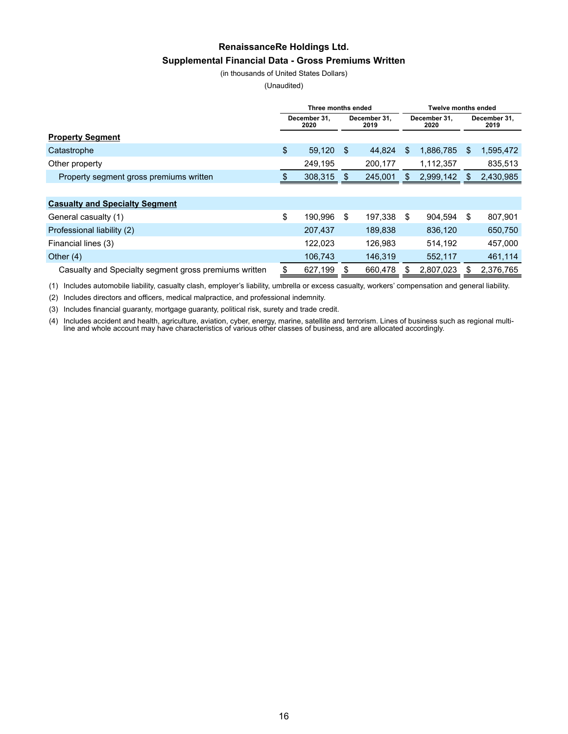# RenaissanceRe Holdings Ltd.

## Supplemental Financial Data - Gross Premiums Written

(in thousands of United States Dollars)

(Unaudited)

| | Three months ended | | Twelve months ended | |
|---|---|---|---|---|
| | December 31, 2020 | December 31, 2019 | December 31, 2020 | December 31, 2019 |
| **Property Segment** | | | | |
| Catastrophe | $ 59,120 | $ 44,824 | $ 1,886,785 | $ 1,595,472 |
| Other property | 249,195 | 200,177 | 1,112,357 | 835,513 |
| Property segment gross premiums written | $ 308,315 | $ 245,001 | $ 2,999,142 | $ 2,430,985 |
| | | | | |
| **Casualty and Specialty Segment** | | | | |
| General casualty (1) | $ 190,996 | $ 197,338 | $ 904,594 | $ 807,901 |
| Professional liability (2) | 207,437 | 189,838 | 836,120 | 650,750 |
| Financial lines (3) | 122,023 | 126,983 | 514,192 | 457,000 |
| Other (4) | 106,743 | 146,319 | 552,117 | 461,114 |
| Casualty and Specialty segment gross premiums written | $ 627,199 | $ 660,478 | $ 2,807,023 | $ 2,376,765 |

(1) Includes automobile liability, casualty clash, employer's liability, umbrella or excess casualty, workers' compensation and general liability.

(2) Includes directors and officers, medical malpractice, and professional indemnity.

(3) Includes financial guaranty, mortgage guaranty, political risk, surety and trade credit.

(4) Includes accident and health, agriculture, aviation, cyber, energy, marine, satellite and terrorism. Lines of business such as regional multi-line and whole account may have characteristics of various other classes of business, and are allocated accordingly.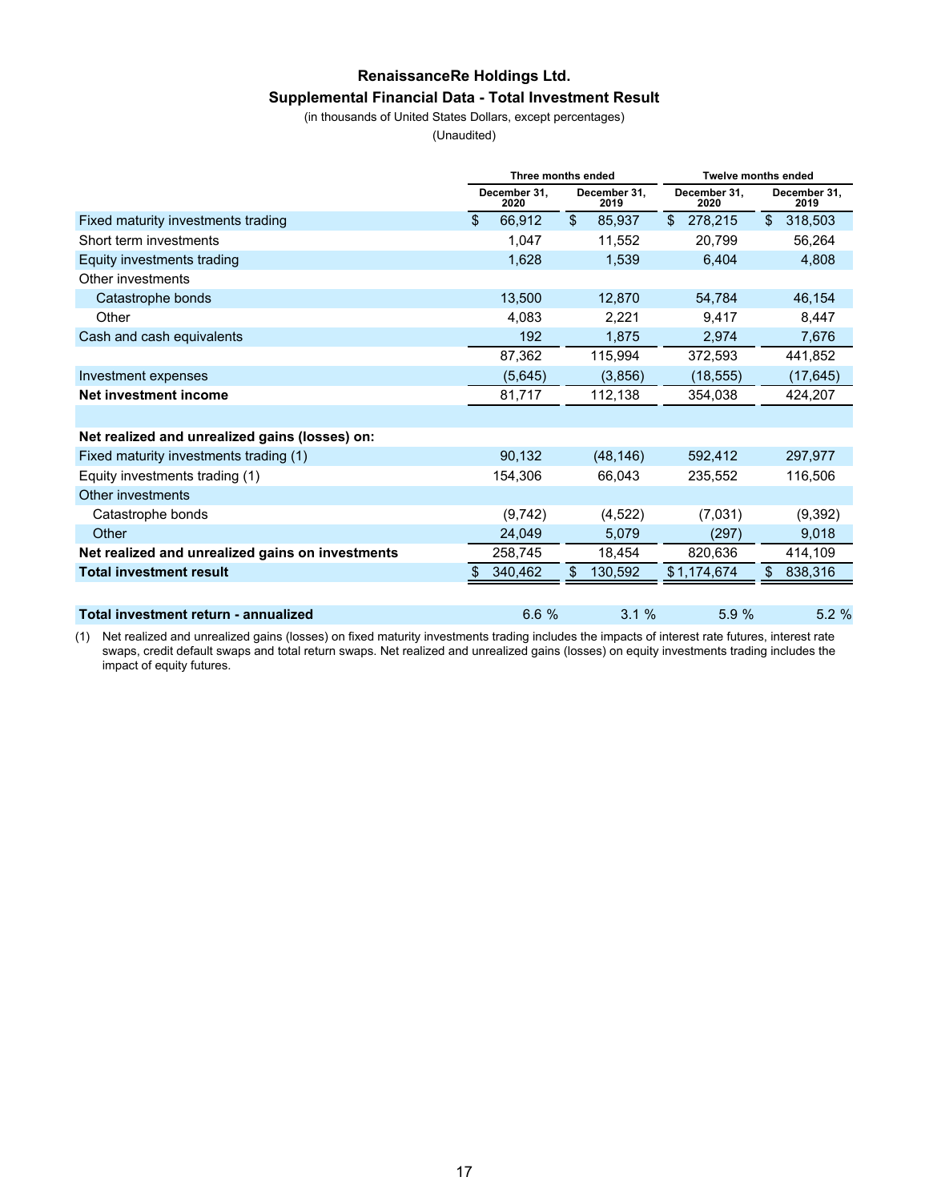# RenaissanceRe Holdings Ltd.

## Supplemental Financial Data - Total Investment Result

(in thousands of United States Dollars, except percentages)

(Unaudited)

| | Three months ended | | Twelve months ended | |
|---|---|---|---|---|
| | December 31, 2020 | December 31, 2019 | December 31, 2020 | December 31, 2019 |
| Fixed maturity investments trading | $ 66,912 | $ 85,937 | $ 278,215 | $ 318,503 |
| Short term investments | 1,047 | 11,552 | 20,799 | 56,264 |
| Equity investments trading | 1,628 | 1,539 | 6,404 | 4,808 |
| Other investments | | | | |
| Catastrophe bonds | 13,500 | 12,870 | 54,784 | 46,154 |
| Other | 4,083 | 2,221 | 9,417 | 8,447 |
| Cash and cash equivalents | 192 | 1,875 | 2,974 | 7,676 |
| | 87,362 | 115,994 | 372,593 | 441,852 |
| Investment expenses | (5,645) | (3,856) | (18,555) | (17,645) |
| **Net investment income** | 81,717 | 112,138 | 354,038 | 424,207 |
| | | | | |
| **Net realized and unrealized gains (losses) on:** | | | | |
| Fixed maturity investments trading (1) | 90,132 | (48,146) | 592,412 | 297,977 |
| Equity investments trading (1) | 154,306 | 66,043 | 235,552 | 116,506 |
| Other investments | | | | |
| Catastrophe bonds | (9,742) | (4,522) | (7,031) | (9,392) |
| Other | 24,049 | 5,079 | (297) | 9,018 |
| **Net realized and unrealized gains on investments** | 258,745 | 18,454 | 820,636 | 414,109 |
| **Total investment result** | $ 340,462 | $ 130,592 | $ 1,174,674 | $ 838,316 |
| | | | | |
| **Total investment return - annualized** | 6.6 % | 3.1 % | 5.9 % | 5.2 % |

(1) Net realized and unrealized gains (losses) on fixed maturity investments trading includes the impacts of interest rate futures, interest rate swaps, credit default swaps and total return swaps. Net realized and unrealized gains (losses) on equity investments trading includes the impact of equity futures.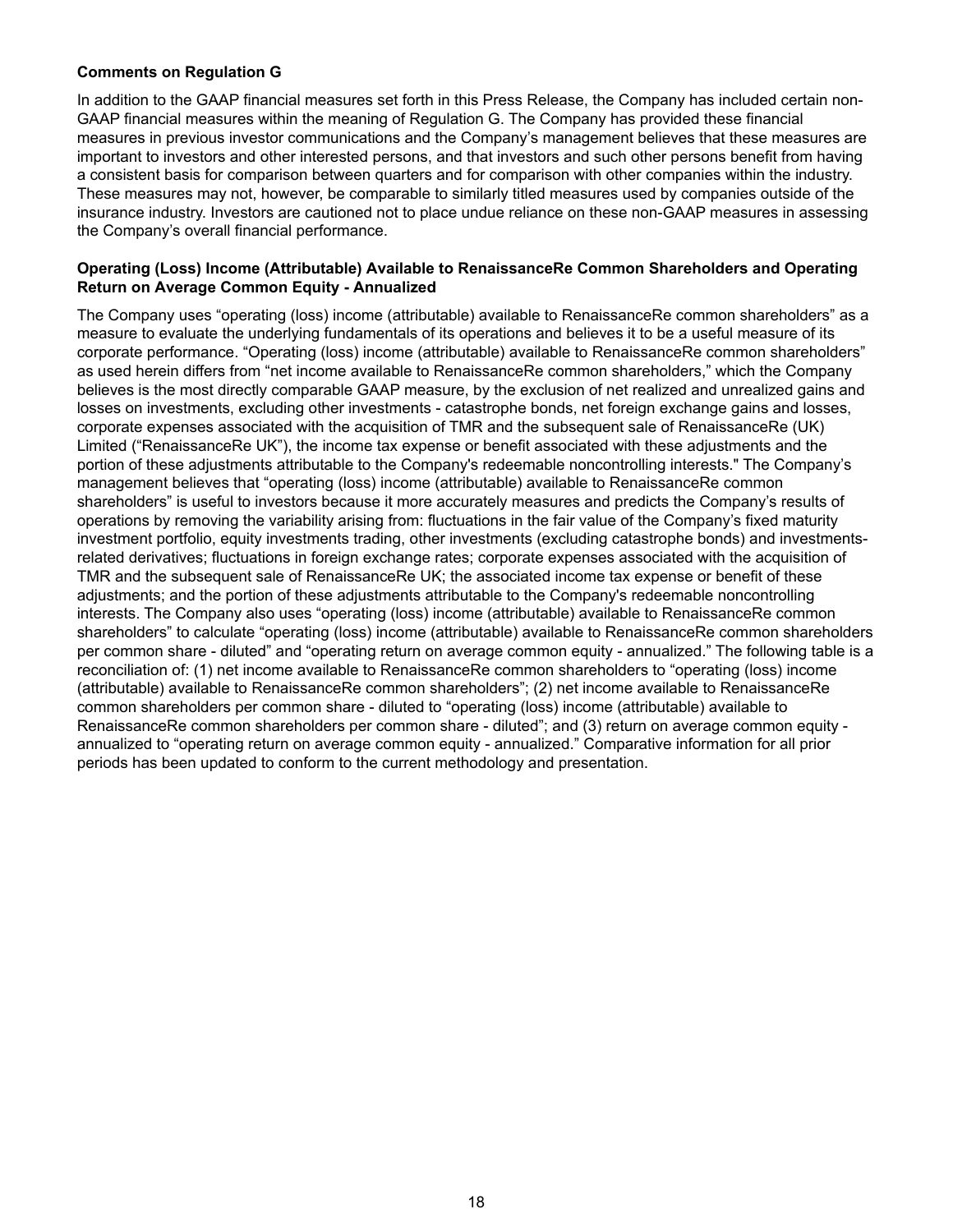**Comments on Regulation G**

In addition to the GAAP financial measures set forth in this Press Release, the Company has included certain non-GAAP financial measures within the meaning of Regulation G. The Company has provided these financial measures in previous investor communications and the Company's management believes that these measures are important to investors and other interested persons, and that investors and such other persons benefit from having a consistent basis for comparison between quarters and for comparison with other companies within the industry. These measures may not, however, be comparable to similarly titled measures used by companies outside of the insurance industry. Investors are cautioned not to place undue reliance on these non-GAAP measures in assessing the Company's overall financial performance.

**Operating (Loss) Income (Attributable) Available to RenaissanceRe Common Shareholders and Operating Return on Average Common Equity - Annualized**

The Company uses "operating (loss) income (attributable) available to RenaissanceRe common shareholders" as a measure to evaluate the underlying fundamentals of its operations and believes it to be a useful measure of its corporate performance. "Operating (loss) income (attributable) available to RenaissanceRe common shareholders" as used herein differs from "net income available to RenaissanceRe common shareholders," which the Company believes is the most directly comparable GAAP measure, by the exclusion of net realized and unrealized gains and losses on investments, excluding other investments - catastrophe bonds, net foreign exchange gains and losses, corporate expenses associated with the acquisition of TMR and the subsequent sale of RenaissanceRe (UK) Limited ("RenaissanceRe UK"), the income tax expense or benefit associated with these adjustments and the portion of these adjustments attributable to the Company's redeemable noncontrolling interests." The Company's management believes that "operating (loss) income (attributable) available to RenaissanceRe common shareholders" is useful to investors because it more accurately measures and predicts the Company's results of operations by removing the variability arising from: fluctuations in the fair value of the Company's fixed maturity investment portfolio, equity investments trading, other investments (excluding catastrophe bonds) and investments-related derivatives; fluctuations in foreign exchange rates; corporate expenses associated with the acquisition of TMR and the subsequent sale of RenaissanceRe UK; the associated income tax expense or benefit of these adjustments; and the portion of these adjustments attributable to the Company's redeemable noncontrolling interests. The Company also uses "operating (loss) income (attributable) available to RenaissanceRe common shareholders" to calculate "operating (loss) income (attributable) available to RenaissanceRe common shareholders per common share - diluted" and "operating return on average common equity - annualized." The following table is a reconciliation of: (1) net income available to RenaissanceRe common shareholders to "operating (loss) income (attributable) available to RenaissanceRe common shareholders"; (2) net income available to RenaissanceRe common shareholders per common share - diluted to "operating (loss) income (attributable) available to RenaissanceRe common shareholders per common share - diluted"; and (3) return on average common equity - annualized to "operating return on average common equity - annualized." Comparative information for all prior periods has been updated to conform to the current methodology and presentation.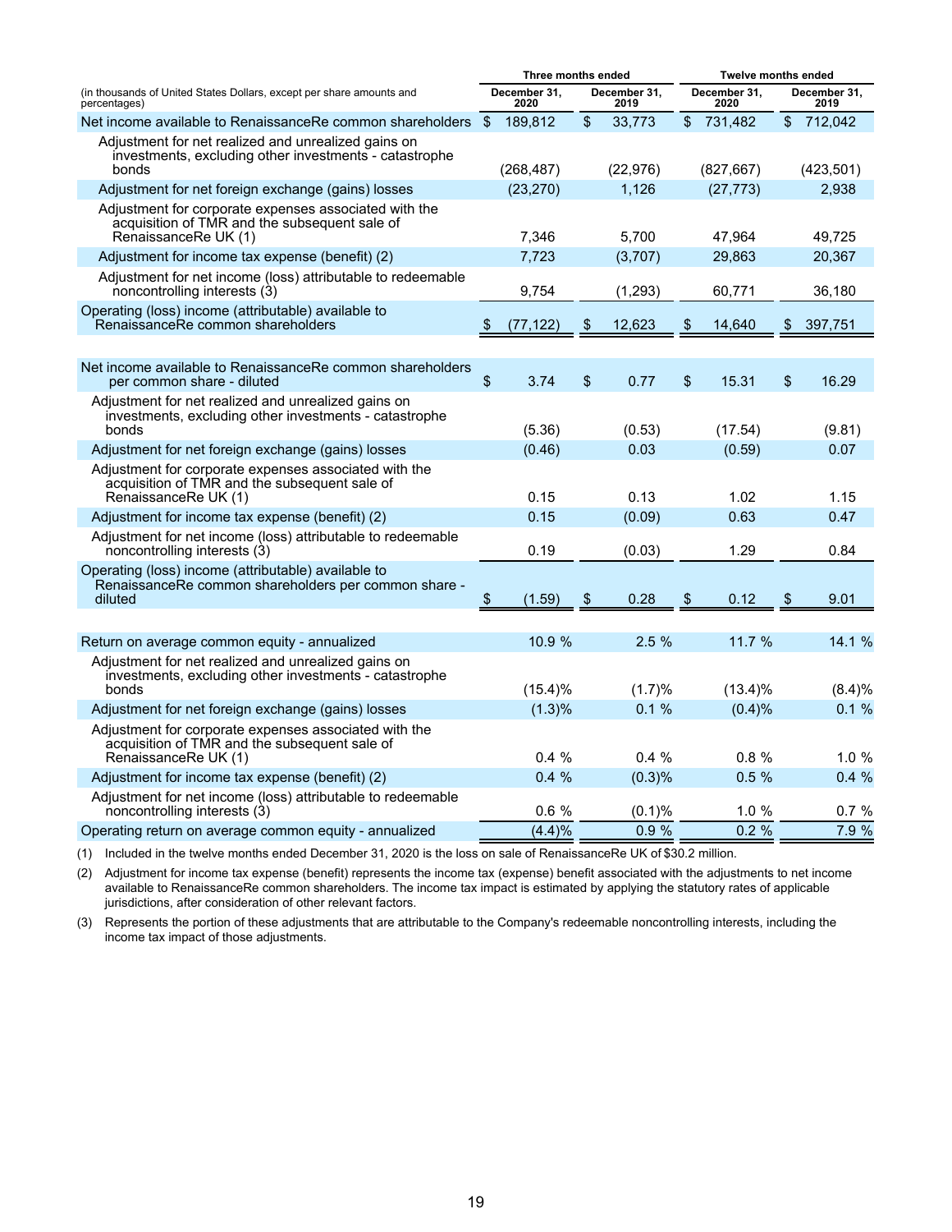| (in thousands of United States Dollars, except per share amounts and percentages) | Three months ended | | Twelve months ended | |
|---|---|---|---|---|
| | December 31, 2020 | December 31, 2019 | December 31, 2020 | December 31, 2019 |
| Net income available to RenaissanceRe common shareholders | $ 189,812 | $ 33,773 | $ 731,482 | $ 712,042 |
| Adjustment for net realized and unrealized gains on investments, excluding other investments - catastrophe bonds | (268,487) | (22,976) | (827,667) | (423,501) |
| Adjustment for net foreign exchange (gains) losses | (23,270) | 1,126 | (27,773) | 2,938 |
| Adjustment for corporate expenses associated with the acquisition of TMR and the subsequent sale of RenaissanceRe UK (1) | 7,346 | 5,700 | 47,964 | 49,725 |
| Adjustment for income tax expense (benefit) (2) | 7,723 | (3,707) | 29,863 | 20,367 |
| Adjustment for net income (loss) attributable to redeemable noncontrolling interests (3) | 9,754 | (1,293) | 60,771 | 36,180 |
| Operating (loss) income (attributable) available to RenaissanceRe common shareholders | $ (77,122) | $ 12,623 | $ 14,640 | $ 397,751 |
| | | | | |
| Net income available to RenaissanceRe common shareholders per common share - diluted | $ 3.74 | $ 0.77 | $ 15.31 | $ 16.29 |
| Adjustment for net realized and unrealized gains on investments, excluding other investments - catastrophe bonds | (5.36) | (0.53) | (17.54) | (9.81) |
| Adjustment for net foreign exchange (gains) losses | (0.46) | 0.03 | (0.59) | 0.07 |
| Adjustment for corporate expenses associated with the acquisition of TMR and the subsequent sale of RenaissanceRe UK (1) | 0.15 | 0.13 | 1.02 | 1.15 |
| Adjustment for income tax expense (benefit) (2) | 0.15 | (0.09) | 0.63 | 0.47 |
| Adjustment for net income (loss) attributable to redeemable noncontrolling interests (3) | 0.19 | (0.03) | 1.29 | 0.84 |
| Operating (loss) income (attributable) available to RenaissanceRe common shareholders per common share - diluted | $ (1.59) | $ 0.28 | $ 0.12 | $ 9.01 |
| | | | | |
| Return on average common equity - annualized | 10.9 % | 2.5 % | 11.7 % | 14.1 % |
| Adjustment for net realized and unrealized gains on investments, excluding other investments - catastrophe bonds | (15.4)% | (1.7)% | (13.4)% | (8.4)% |
| Adjustment for net foreign exchange (gains) losses | (1.3)% | 0.1 % | (0.4)% | 0.1 % |
| Adjustment for corporate expenses associated with the acquisition of TMR and the subsequent sale of RenaissanceRe UK (1) | 0.4 % | 0.4 % | 0.8 % | 1.0 % |
| Adjustment for income tax expense (benefit) (2) | 0.4 % | (0.3)% | 0.5 % | 0.4 % |
| Adjustment for net income (loss) attributable to redeemable noncontrolling interests (3) | 0.6 % | (0.1)% | 1.0 % | 0.7 % |
| Operating return on average common equity - annualized | (4.4)% | 0.9 % | 0.2 % | 7.9 % |

(1) Included in the twelve months ended December 31, 2020 is the loss on sale of RenaissanceRe UK of $30.2 million.

(2) Adjustment for income tax expense (benefit) represents the income tax (expense) benefit associated with the adjustments to net income available to RenaissanceRe common shareholders. The income tax impact is estimated by applying the statutory rates of applicable jurisdictions, after consideration of other relevant factors.

(3) Represents the portion of these adjustments that are attributable to the Company's redeemable noncontrolling interests, including the income tax impact of those adjustments.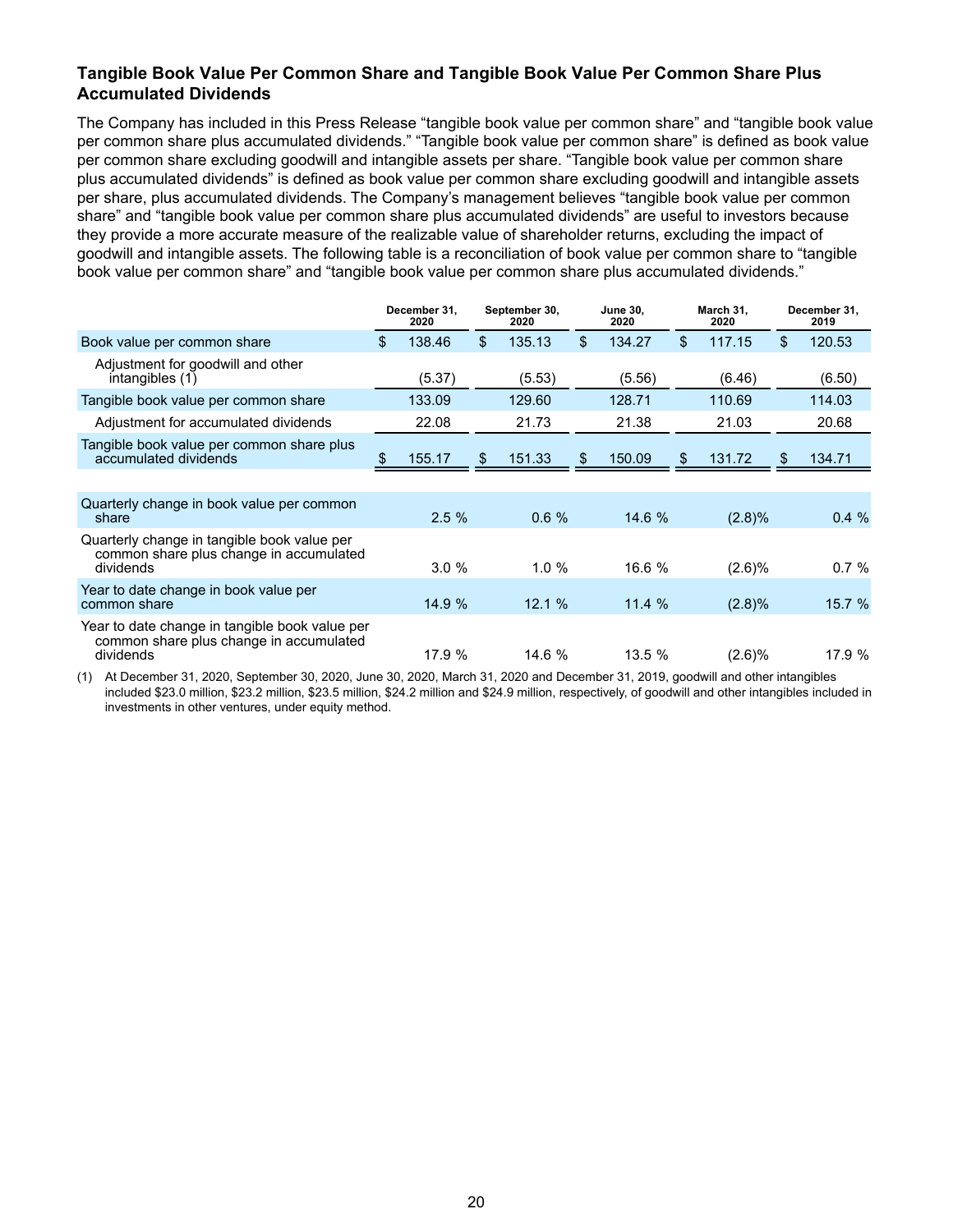## Tangible Book Value Per Common Share and Tangible Book Value Per Common Share Plus Accumulated Dividends

The Company has included in this Press Release "tangible book value per common share" and "tangible book value per common share plus accumulated dividends." "Tangible book value per common share" is defined as book value per common share excluding goodwill and intangible assets per share. "Tangible book value per common share plus accumulated dividends" is defined as book value per common share excluding goodwill and intangible assets per share, plus accumulated dividends. The Company's management believes "tangible book value per common share" and "tangible book value per common share plus accumulated dividends" are useful to investors because they provide a more accurate measure of the realizable value of shareholder returns, excluding the impact of goodwill and intangible assets. The following table is a reconciliation of book value per common share to "tangible book value per common share" and "tangible book value per common share plus accumulated dividends."

| | December 31, 2020 | September 30, 2020 | June 30, 2020 | March 31, 2020 | December 31, 2019 |
|---|---|---|---|---|---|
| Book value per common share | $ 138.46 | $ 135.13 | $ 134.27 | $ 117.15 | $ 120.53 |
| Adjustment for goodwill and other intangibles (1) | (5.37) | (5.53) | (5.56) | (6.46) | (6.50) |
| Tangible book value per common share | 133.09 | 129.60 | 128.71 | 110.69 | 114.03 |
| Adjustment for accumulated dividends | 22.08 | 21.73 | 21.38 | 21.03 | 20.68 |
| Tangible book value per common share plus accumulated dividends | $ 155.17 | $ 151.33 | $ 150.09 | $ 131.72 | $ 134.71 |
| | | | | | |
| Quarterly change in book value per common share | 2.5 % | 0.6 % | 14.6 % | (2.8)% | 0.4 % |
| Quarterly change in tangible book value per common share plus change in accumulated dividends | 3.0 % | 1.0 % | 16.6 % | (2.6)% | 0.7 % |
| Year to date change in book value per common share | 14.9 % | 12.1 % | 11.4 % | (2.8)% | 15.7 % |
| Year to date change in tangible book value per common share plus change in accumulated dividends | 17.9 % | 14.6 % | 13.5 % | (2.6)% | 17.9 % |

(1) At December 31, 2020, September 30, 2020, June 30, 2020, March 31, 2020 and December 31, 2019, goodwill and other intangibles included $23.0 million, $23.2 million, $23.5 million, $24.2 million and $24.9 million, respectively, of goodwill and other intangibles included in investments in other ventures, under equity method.